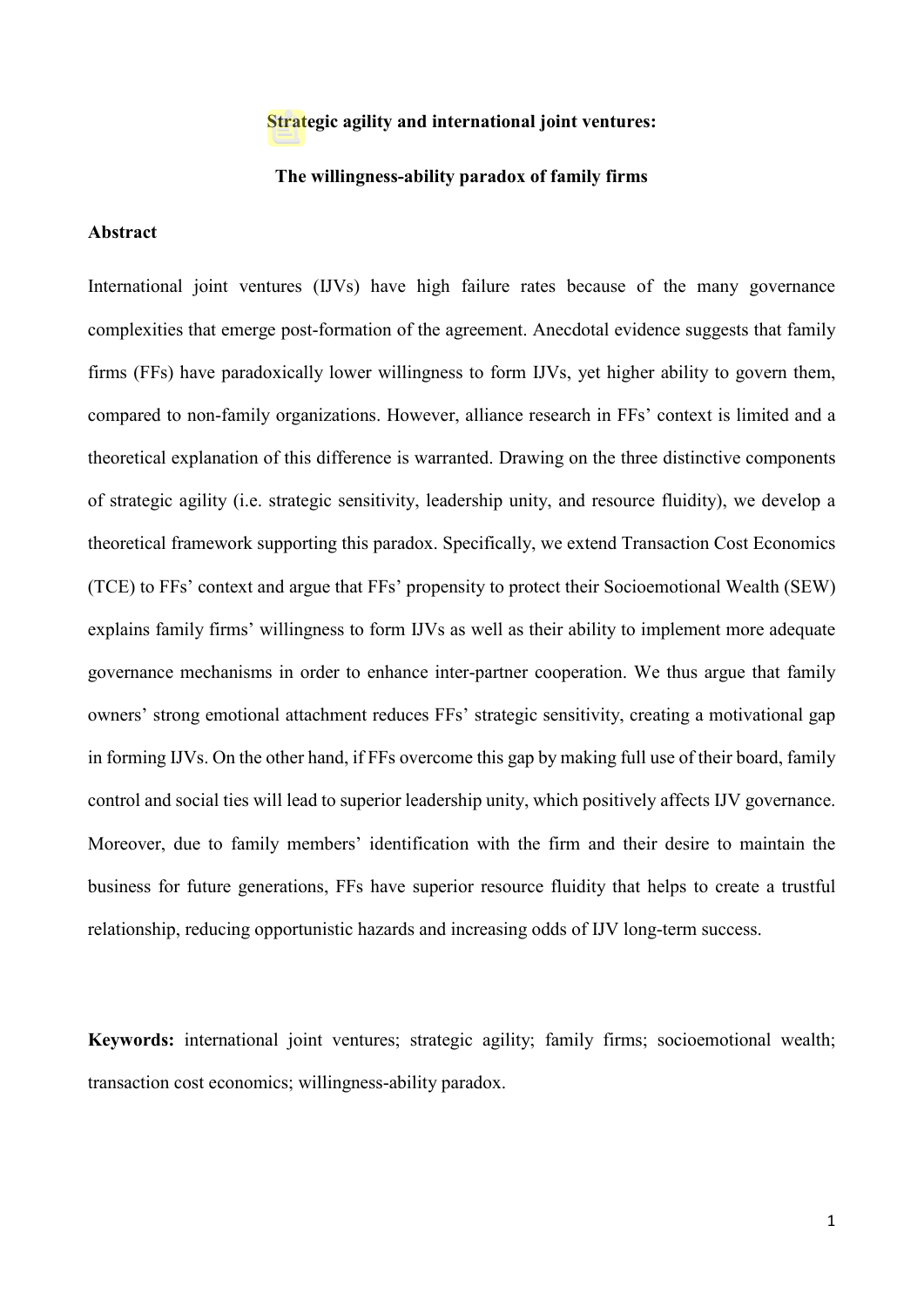# Strategic agility and international joint ventures:

## The willingness-ability paradox of family firms

### Abstract

International joint ventures (IJVs) have high failure rates because of the many governance complexities that emerge post-formation of the agreement. Anecdotal evidence suggests that family firms (FFs) have paradoxically lower willingness to form IJVs, yet higher ability to govern them, compared to non-family organizations. However, alliance research in FFs' context is limited and a theoretical explanation of this difference is warranted. Drawing on the three distinctive components of strategic agility (i.e. strategic sensitivity, leadership unity, and resource fluidity), we develop a theoretical framework supporting this paradox. Specifically, we extend Transaction Cost Economics (TCE) to FFs' context and argue that FFs' propensity to protect their Socioemotional Wealth (SEW) explains family firms' willingness to form IJVs as well as their ability to implement more adequate governance mechanisms in order to enhance inter-partner cooperation. We thus argue that family owners' strong emotional attachment reduces FFs' strategic sensitivity, creating a motivational gap in forming IJVs. On the other hand, if FFs overcome this gap by making full use of their board, family control and social ties will lead to superior leadership unity, which positively affects IJV governance. Moreover, due to family members' identification with the firm and their desire to maintain the business for future generations, FFs have superior resource fluidity that helps to create a trustful relationship, reducing opportunistic hazards and increasing odds of IJV long-term success.

**Keywords:** international joint ventures; strategic agility; family firms; socioemotional wealth; transaction cost economics; willingness-ability paradox.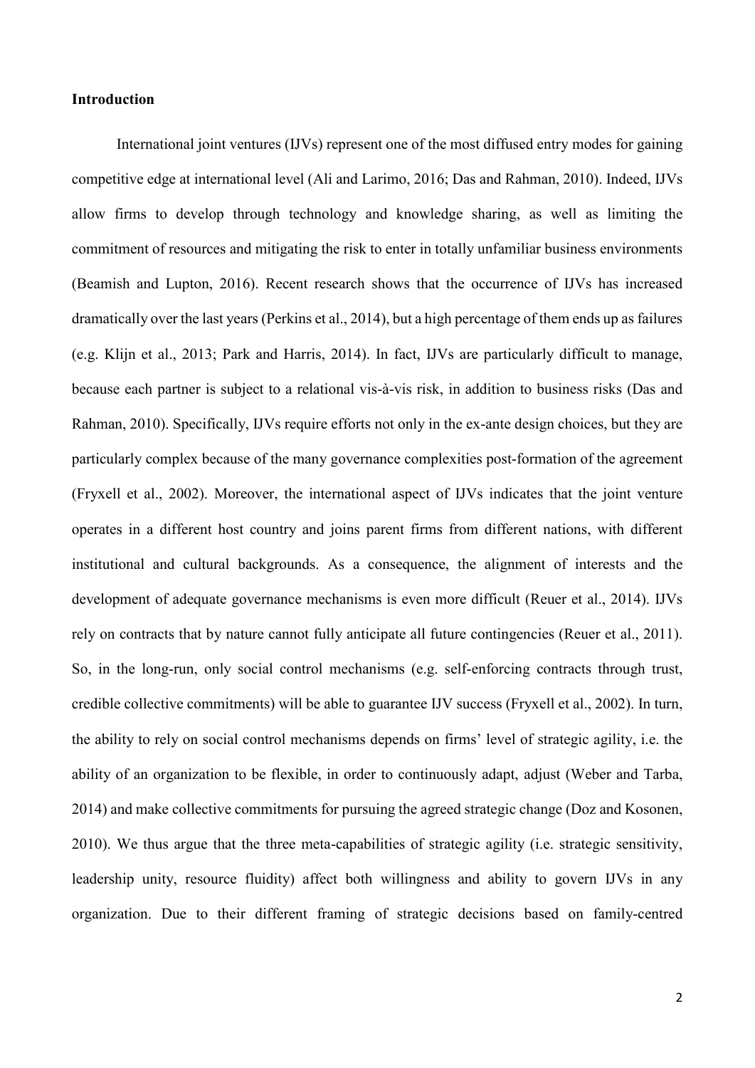**Introduction**

International joint ventures (IJVs) represent one of the most diffused entry modes for gaining competitive edge at international level (Ali and Larimo, 2016; Das and Rahman, 2010). Indeed, IJVs allow firms to develop through technology and knowledge sharing, as well as limiting the commitment of resources and mitigating the risk to enter in totally unfamiliar business environments (Beamish and Lupton, 2016). Recent research shows that the occurrence of IJVs has increased dramatically over the last years (Perkins et al., 2014), but a high percentage of them ends up as failures (e.g. Klijn et al., 2013; Park and Harris, 2014). In fact, IJVs are particularly difficult to manage, because each partner is subject to a relational vis-à-vis risk, in addition to business risks (Das and Rahman, 2010). Specifically, IJVs require efforts not only in the ex-ante design choices, but they are particularly complex because of the many governance complexities post-formation of the agreement (Fryxell et al., 2002). Moreover, the international aspect of IJVs indicates that the joint venture operates in a different host country and joins parent firms from different nations, with different institutional and cultural backgrounds. As a consequence, the alignment of interests and the development of adequate governance mechanisms is even more difficult (Reuer et al., 2014). IJVs rely on contracts that by nature cannot fully anticipate all future contingencies (Reuer et al., 2011). So, in the long-run, only social control mechanisms (e.g. self-enforcing contracts through trust, credible collective commitments) will be able to guarantee IJV success (Fryxell et al., 2002). In turn, the ability to rely on social control mechanisms depends on firms' level of strategic agility, i.e. the ability of an organization to be flexible, in order to continuously adapt, adjust (Weber and Tarba, 2014) and make collective commitments for pursuing the agreed strategic change (Doz and Kosonen, 2010). We thus argue that the three meta-capabilities of strategic agility (i.e. strategic sensitivity, leadership unity, resource fluidity) affect both willingness and ability to govern IJVs in any organization. Due to their different framing of strategic decisions based on family-centred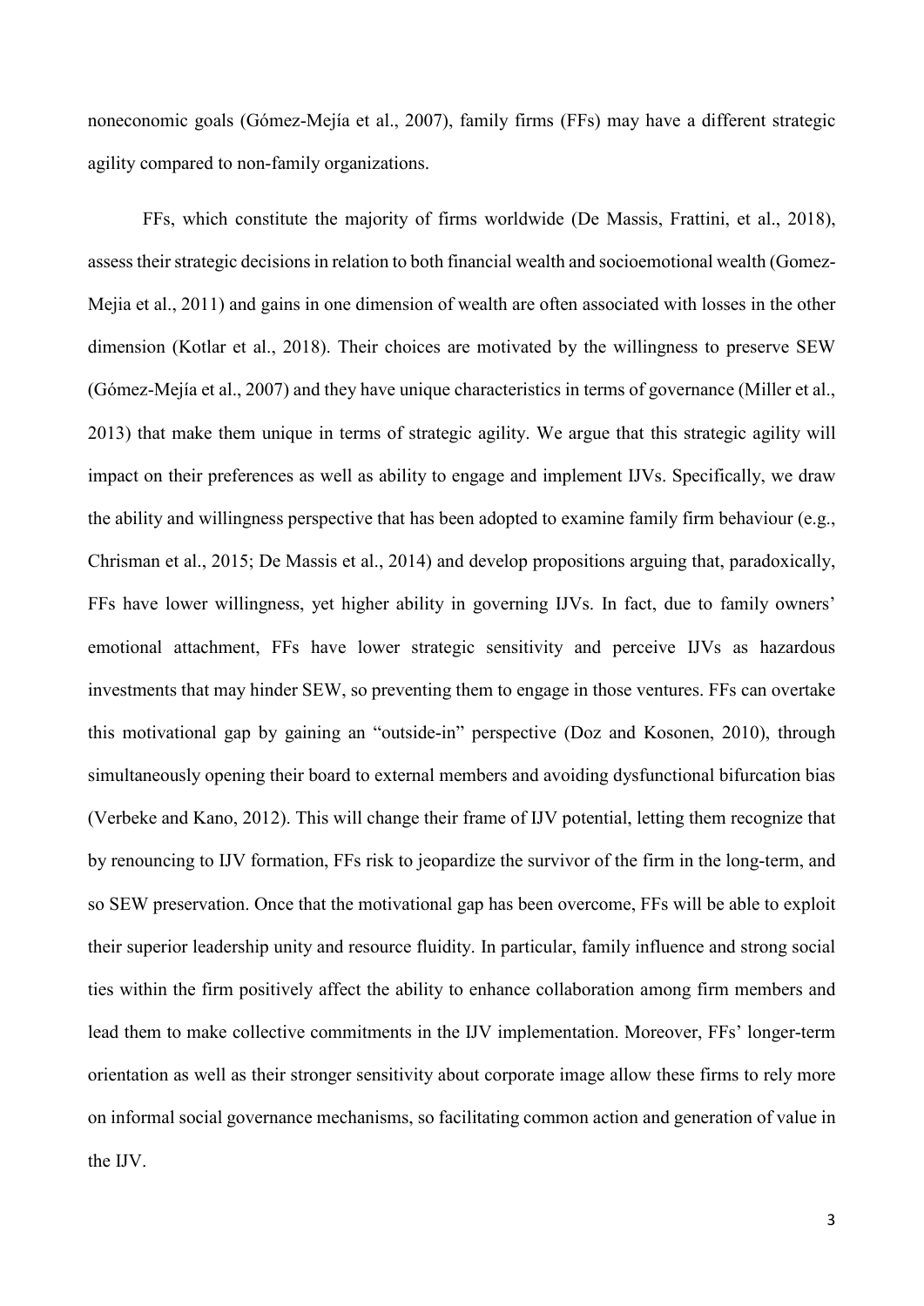noneconomic goals (Gómez-Mejía et al., 2007), family firms (FFs) may have a different strategic agility compared to non-family organizations.

FFs, which constitute the majority of firms worldwide (De Massis, Frattini, et al., 2018), assess their strategic decisions in relation to both financial wealth and socioemotional wealth (Gomez-Mejia et al., 2011) and gains in one dimension of wealth are often associated with losses in the other dimension (Kotlar et al., 2018). Their choices are motivated by the willingness to preserve SEW (Gómez-Mejía et al., 2007) and they have unique characteristics in terms of governance (Miller et al., 2013) that make them unique in terms of strategic agility. We argue that this strategic agility will impact on their preferences as well as ability to engage and implement IJVs. Specifically, we draw the ability and willingness perspective that has been adopted to examine family firm behaviour (e.g., Chrisman et al., 2015; De Massis et al., 2014) and develop propositions arguing that, paradoxically, FFs have lower willingness, yet higher ability in governing IJVs. In fact, due to family owners' emotional attachment, FFs have lower strategic sensitivity and perceive IJVs as hazardous investments that may hinder SEW, so preventing them to engage in those ventures. FFs can overtake this motivational gap by gaining an "outside-in" perspective (Doz and Kosonen, 2010), through simultaneously opening their board to external members and avoiding dysfunctional bifurcation bias (Verbeke and Kano, 2012). This will change their frame of IJV potential, letting them recognize that by renouncing to IJV formation, FFs risk to jeopardize the survivor of the firm in the long-term, and so SEW preservation. Once that the motivational gap has been overcome, FFs will be able to exploit their superior leadership unity and resource fluidity. In particular, family influence and strong social ties within the firm positively affect the ability to enhance collaboration among firm members and lead them to make collective commitments in the IJV implementation. Moreover, FFs' longer-term orientation as well as their stronger sensitivity about corporate image allow these firms to rely more on informal social governance mechanisms, so facilitating common action and generation of value in the IJV.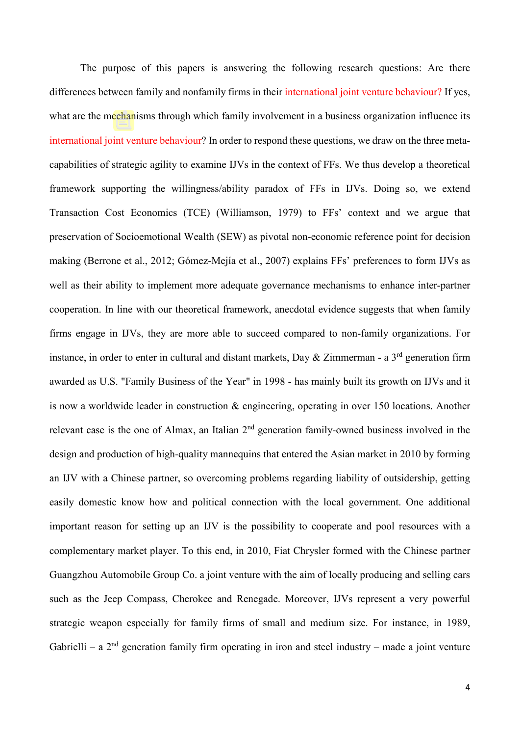The purpose of this papers is answering the following research questions: Are there differences between family and nonfamily firms in their international joint venture behaviour? If yes, what are the mechanisms through which family involvement in a business organization influence its international joint venture behaviour? In order to respond these questions, we draw on the three meta-capabilities of strategic agility to examine IJVs in the context of FFs. We thus develop a theoretical framework supporting the willingness/ability paradox of FFs in IJVs. Doing so, we extend Transaction Cost Economics (TCE) (Williamson, 1979) to FFs' context and we argue that preservation of Socioemotional Wealth (SEW) as pivotal non-economic reference point for decision making (Berrone et al., 2012; Gómez-Mejía et al., 2007) explains FFs' preferences to form IJVs as well as their ability to implement more adequate governance mechanisms to enhance inter-partner cooperation. In line with our theoretical framework, anecdotal evidence suggests that when family firms engage in IJVs, they are more able to succeed compared to non-family organizations. For instance, in order to enter in cultural and distant markets, Day & Zimmerman - a 3rd generation firm awarded as U.S. "Family Business of the Year" in 1998 - has mainly built its growth on IJVs and it is now a worldwide leader in construction & engineering, operating in over 150 locations. Another relevant case is the one of Almax, an Italian 2nd generation family-owned business involved in the design and production of high-quality mannequins that entered the Asian market in 2010 by forming an IJV with a Chinese partner, so overcoming problems regarding liability of outsidership, getting easily domestic know how and political connection with the local government. One additional important reason for setting up an IJV is the possibility to cooperate and pool resources with a complementary market player. To this end, in 2010, Fiat Chrysler formed with the Chinese partner Guangzhou Automobile Group Co. a joint venture with the aim of locally producing and selling cars such as the Jeep Compass, Cherokee and Renegade. Moreover, IJVs represent a very powerful strategic weapon especially for family firms of small and medium size. For instance, in 1989, Gabrielli – a 2nd generation family firm operating in iron and steel industry – made a joint venture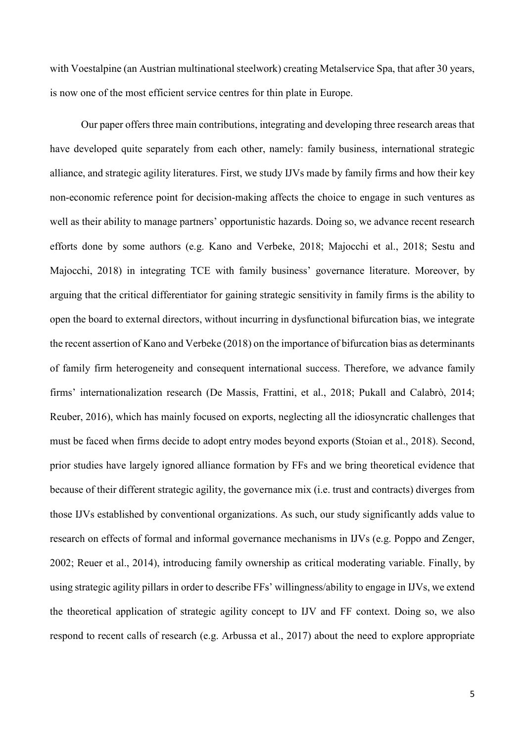with Voestalpine (an Austrian multinational steelwork) creating Metalservice Spa, that after 30 years, is now one of the most efficient service centres for thin plate in Europe.

Our paper offers three main contributions, integrating and developing three research areas that have developed quite separately from each other, namely: family business, international strategic alliance, and strategic agility literatures. First, we study IJVs made by family firms and how their key non-economic reference point for decision-making affects the choice to engage in such ventures as well as their ability to manage partners' opportunistic hazards. Doing so, we advance recent research efforts done by some authors (e.g. Kano and Verbeke, 2018; Majocchi et al., 2018; Sestu and Majocchi, 2018) in integrating TCE with family business' governance literature. Moreover, by arguing that the critical differentiator for gaining strategic sensitivity in family firms is the ability to open the board to external directors, without incurring in dysfunctional bifurcation bias, we integrate the recent assertion of Kano and Verbeke (2018) on the importance of bifurcation bias as determinants of family firm heterogeneity and consequent international success. Therefore, we advance family firms' internationalization research (De Massis, Frattini, et al., 2018; Pukall and Calabrò, 2014; Reuber, 2016), which has mainly focused on exports, neglecting all the idiosyncratic challenges that must be faced when firms decide to adopt entry modes beyond exports (Stoian et al., 2018). Second, prior studies have largely ignored alliance formation by FFs and we bring theoretical evidence that because of their different strategic agility, the governance mix (i.e. trust and contracts) diverges from those IJVs established by conventional organizations. As such, our study significantly adds value to research on effects of formal and informal governance mechanisms in IJVs (e.g. Poppo and Zenger, 2002; Reuer et al., 2014), introducing family ownership as critical moderating variable. Finally, by using strategic agility pillars in order to describe FFs' willingness/ability to engage in IJVs, we extend the theoretical application of strategic agility concept to IJV and FF context. Doing so, we also respond to recent calls of research (e.g. Arbussa et al., 2017) about the need to explore appropriate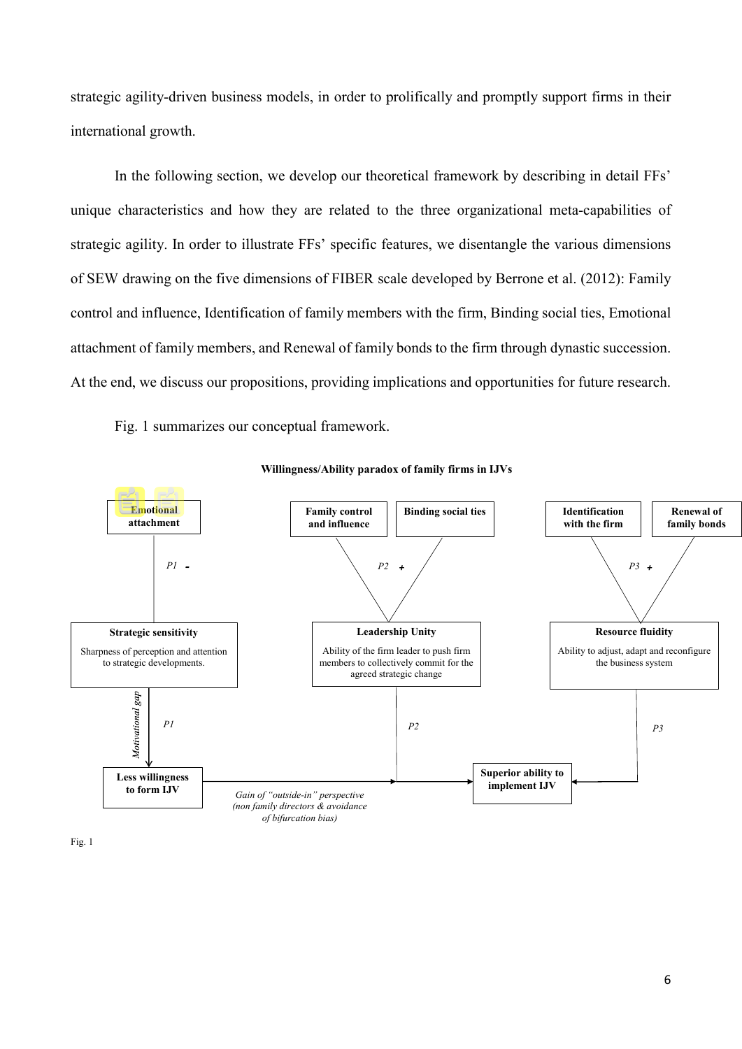strategic agility-driven business models, in order to prolifically and promptly support firms in their international growth.

In the following section, we develop our theoretical framework by describing in detail FFs' unique characteristics and how they are related to the three organizational meta-capabilities of strategic agility. In order to illustrate FFs' specific features, we disentangle the various dimensions of SEW drawing on the five dimensions of FIBER scale developed by Berrone et al. (2012): Family control and influence, Identification of family members with the firm, Binding social ties, Emotional attachment of family members, and Renewal of family bonds to the firm through dynastic succession. At the end, we discuss our propositions, providing implications and opportunities for future research.

Fig. 1 summarizes our conceptual framework.

**Willingness/Ability paradox of family firms in IJVs**

**Emotional attachment**

*P1* -

**Family control and influence**

**Binding social ties**

*P2* +

**Identification with the firm**

**Renewal of family bonds**

*P3* +

**Strategic sensitivity**

Sharpness of perception and attention to strategic developments.

**Leadership Unity**

Ability of the firm leader to push firm members to collectively commit for the agreed strategic change

**Resource fluidity**

Ability to adjust, adapt and reconfigure the business system

*Motivational gap*

*P1*

*P2*

*P3*

**Less willingness to form IJV**

*Gain of "outside-in" perspective (non family directors & avoidance of bifurcation bias)*

**Superior ability to implement IJV**

Fig. 1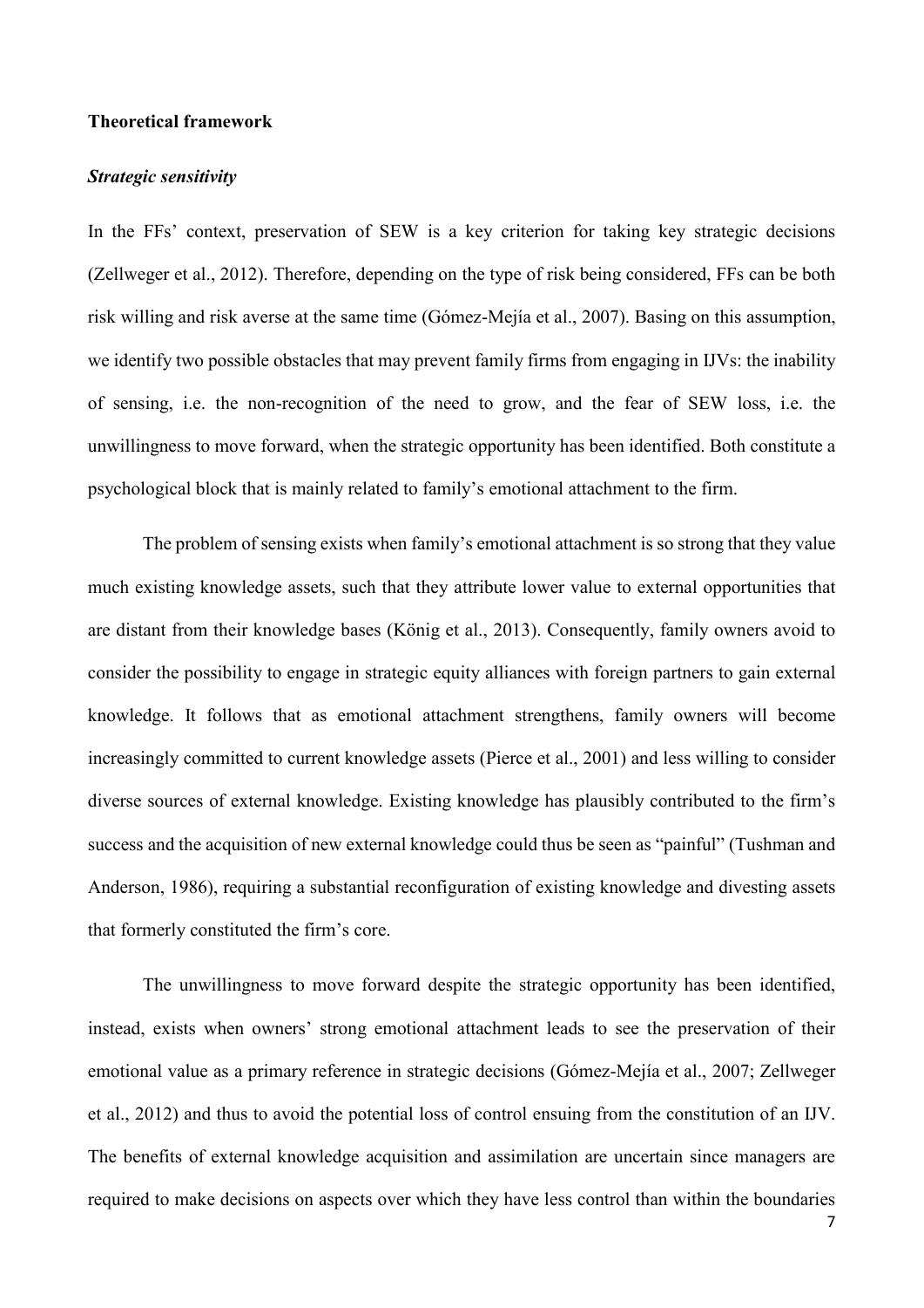**Theoretical framework**

***Strategic sensitivity***

In the FFs' context, preservation of SEW is a key criterion for taking key strategic decisions (Zellweger et al., 2012). Therefore, depending on the type of risk being considered, FFs can be both risk willing and risk averse at the same time (Gómez-Mejía et al., 2007). Basing on this assumption, we identify two possible obstacles that may prevent family firms from engaging in IJVs: the inability of sensing, i.e. the non-recognition of the need to grow, and the fear of SEW loss, i.e. the unwillingness to move forward, when the strategic opportunity has been identified. Both constitute a psychological block that is mainly related to family's emotional attachment to the firm.

The problem of sensing exists when family's emotional attachment is so strong that they value much existing knowledge assets, such that they attribute lower value to external opportunities that are distant from their knowledge bases (König et al., 2013). Consequently, family owners avoid to consider the possibility to engage in strategic equity alliances with foreign partners to gain external knowledge. It follows that as emotional attachment strengthens, family owners will become increasingly committed to current knowledge assets (Pierce et al., 2001) and less willing to consider diverse sources of external knowledge. Existing knowledge has plausibly contributed to the firm's success and the acquisition of new external knowledge could thus be seen as "painful" (Tushman and Anderson, 1986), requiring a substantial reconfiguration of existing knowledge and divesting assets that formerly constituted the firm's core.

The unwillingness to move forward despite the strategic opportunity has been identified, instead, exists when owners' strong emotional attachment leads to see the preservation of their emotional value as a primary reference in strategic decisions (Gómez-Mejía et al., 2007; Zellweger et al., 2012) and thus to avoid the potential loss of control ensuing from the constitution of an IJV. The benefits of external knowledge acquisition and assimilation are uncertain since managers are required to make decisions on aspects over which they have less control than within the boundaries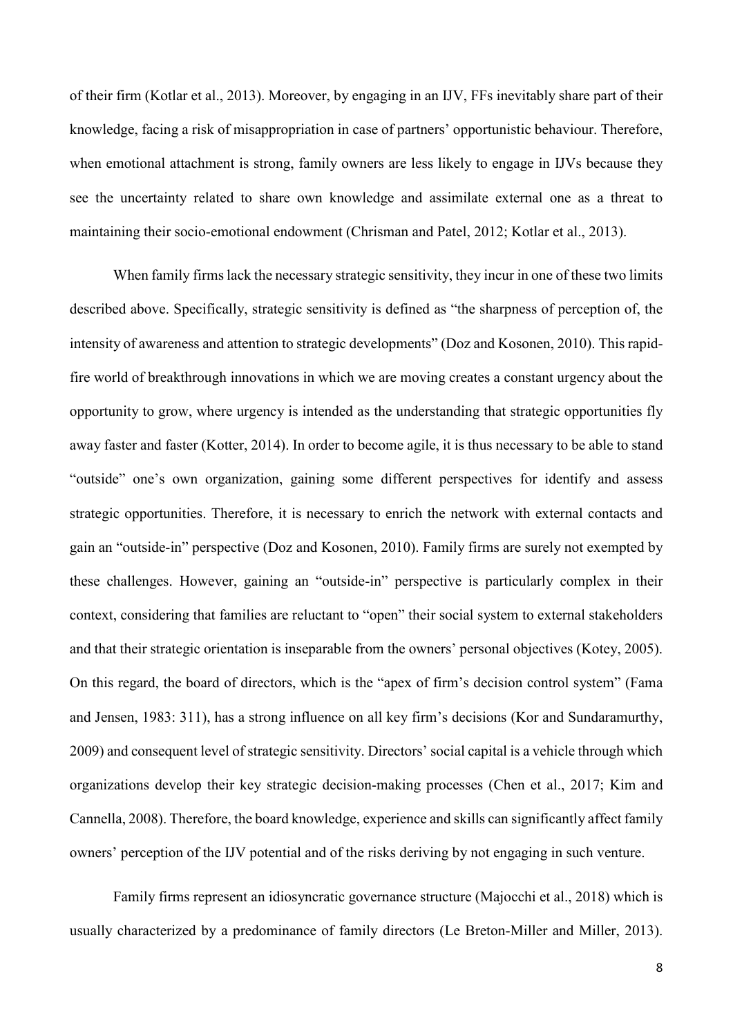of their firm (Kotlar et al., 2013). Moreover, by engaging in an IJV, FFs inevitably share part of their knowledge, facing a risk of misappropriation in case of partners' opportunistic behaviour. Therefore, when emotional attachment is strong, family owners are less likely to engage in IJVs because they see the uncertainty related to share own knowledge and assimilate external one as a threat to maintaining their socio-emotional endowment (Chrisman and Patel, 2012; Kotlar et al., 2013).

When family firms lack the necessary strategic sensitivity, they incur in one of these two limits described above. Specifically, strategic sensitivity is defined as "the sharpness of perception of, the intensity of awareness and attention to strategic developments" (Doz and Kosonen, 2010). This rapid-fire world of breakthrough innovations in which we are moving creates a constant urgency about the opportunity to grow, where urgency is intended as the understanding that strategic opportunities fly away faster and faster (Kotter, 2014). In order to become agile, it is thus necessary to be able to stand "outside" one's own organization, gaining some different perspectives for identify and assess strategic opportunities. Therefore, it is necessary to enrich the network with external contacts and gain an "outside-in" perspective (Doz and Kosonen, 2010). Family firms are surely not exempted by these challenges. However, gaining an "outside-in" perspective is particularly complex in their context, considering that families are reluctant to "open" their social system to external stakeholders and that their strategic orientation is inseparable from the owners' personal objectives (Kotey, 2005). On this regard, the board of directors, which is the "apex of firm's decision control system" (Fama and Jensen, 1983: 311), has a strong influence on all key firm's decisions (Kor and Sundaramurthy, 2009) and consequent level of strategic sensitivity. Directors' social capital is a vehicle through which organizations develop their key strategic decision-making processes (Chen et al., 2017; Kim and Cannella, 2008). Therefore, the board knowledge, experience and skills can significantly affect family owners' perception of the IJV potential and of the risks deriving by not engaging in such venture.

Family firms represent an idiosyncratic governance structure (Majocchi et al., 2018) which is usually characterized by a predominance of family directors (Le Breton-Miller and Miller, 2013).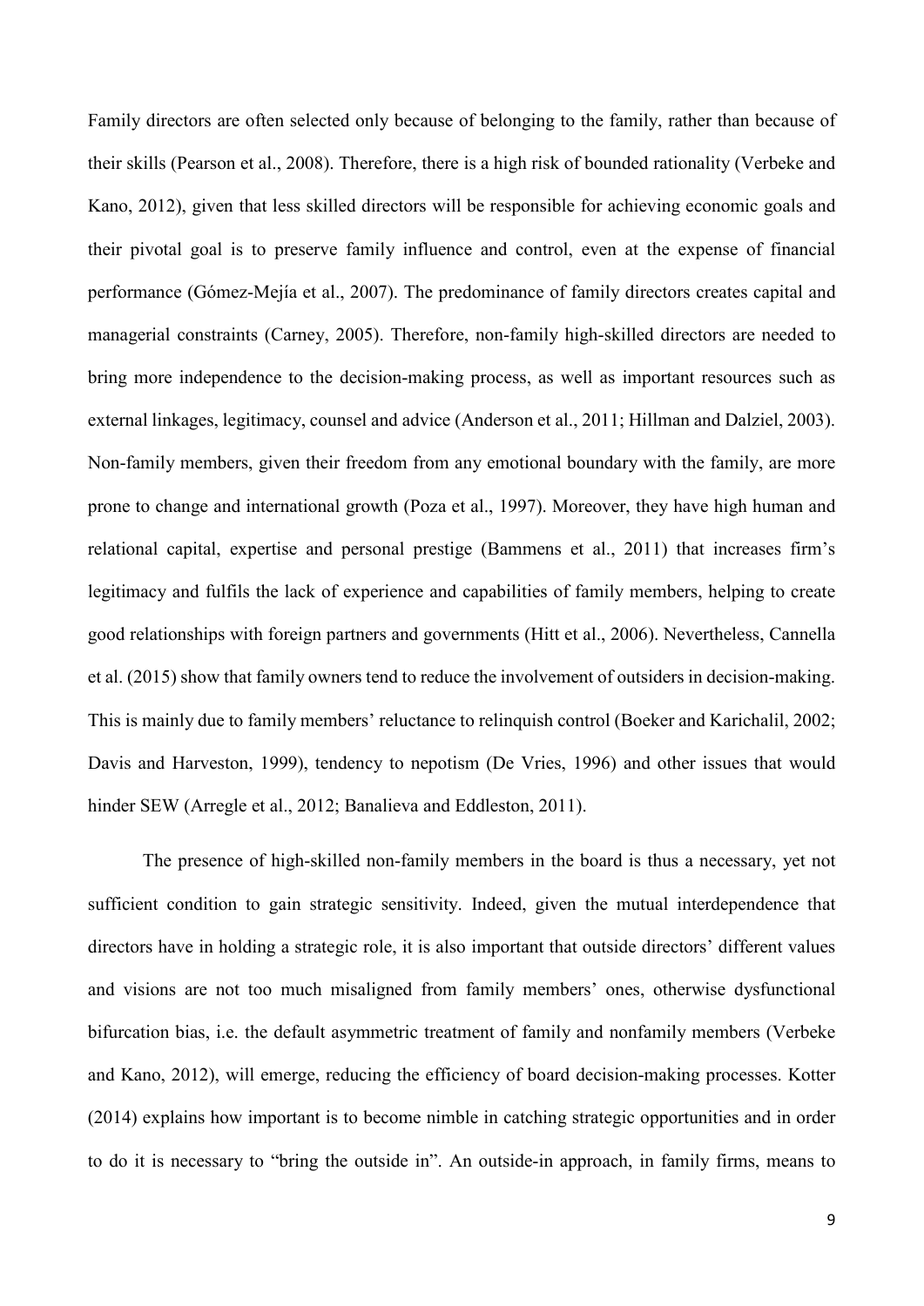Family directors are often selected only because of belonging to the family, rather than because of their skills (Pearson et al., 2008). Therefore, there is a high risk of bounded rationality (Verbeke and Kano, 2012), given that less skilled directors will be responsible for achieving economic goals and their pivotal goal is to preserve family influence and control, even at the expense of financial performance (Gómez-Mejía et al., 2007). The predominance of family directors creates capital and managerial constraints (Carney, 2005). Therefore, non-family high-skilled directors are needed to bring more independence to the decision-making process, as well as important resources such as external linkages, legitimacy, counsel and advice (Anderson et al., 2011; Hillman and Dalziel, 2003). Non-family members, given their freedom from any emotional boundary with the family, are more prone to change and international growth (Poza et al., 1997). Moreover, they have high human and relational capital, expertise and personal prestige (Bammens et al., 2011) that increases firm's legitimacy and fulfils the lack of experience and capabilities of family members, helping to create good relationships with foreign partners and governments (Hitt et al., 2006). Nevertheless, Cannella et al. (2015) show that family owners tend to reduce the involvement of outsiders in decision-making. This is mainly due to family members' reluctance to relinquish control (Boeker and Karichalil, 2002; Davis and Harveston, 1999), tendency to nepotism (De Vries, 1996) and other issues that would hinder SEW (Arregle et al., 2012; Banalieva and Eddleston, 2011).

The presence of high-skilled non-family members in the board is thus a necessary, yet not sufficient condition to gain strategic sensitivity. Indeed, given the mutual interdependence that directors have in holding a strategic role, it is also important that outside directors' different values and visions are not too much misaligned from family members' ones, otherwise dysfunctional bifurcation bias, i.e. the default asymmetric treatment of family and nonfamily members (Verbeke and Kano, 2012), will emerge, reducing the efficiency of board decision-making processes. Kotter (2014) explains how important is to become nimble in catching strategic opportunities and in order to do it is necessary to "bring the outside in". An outside-in approach, in family firms, means to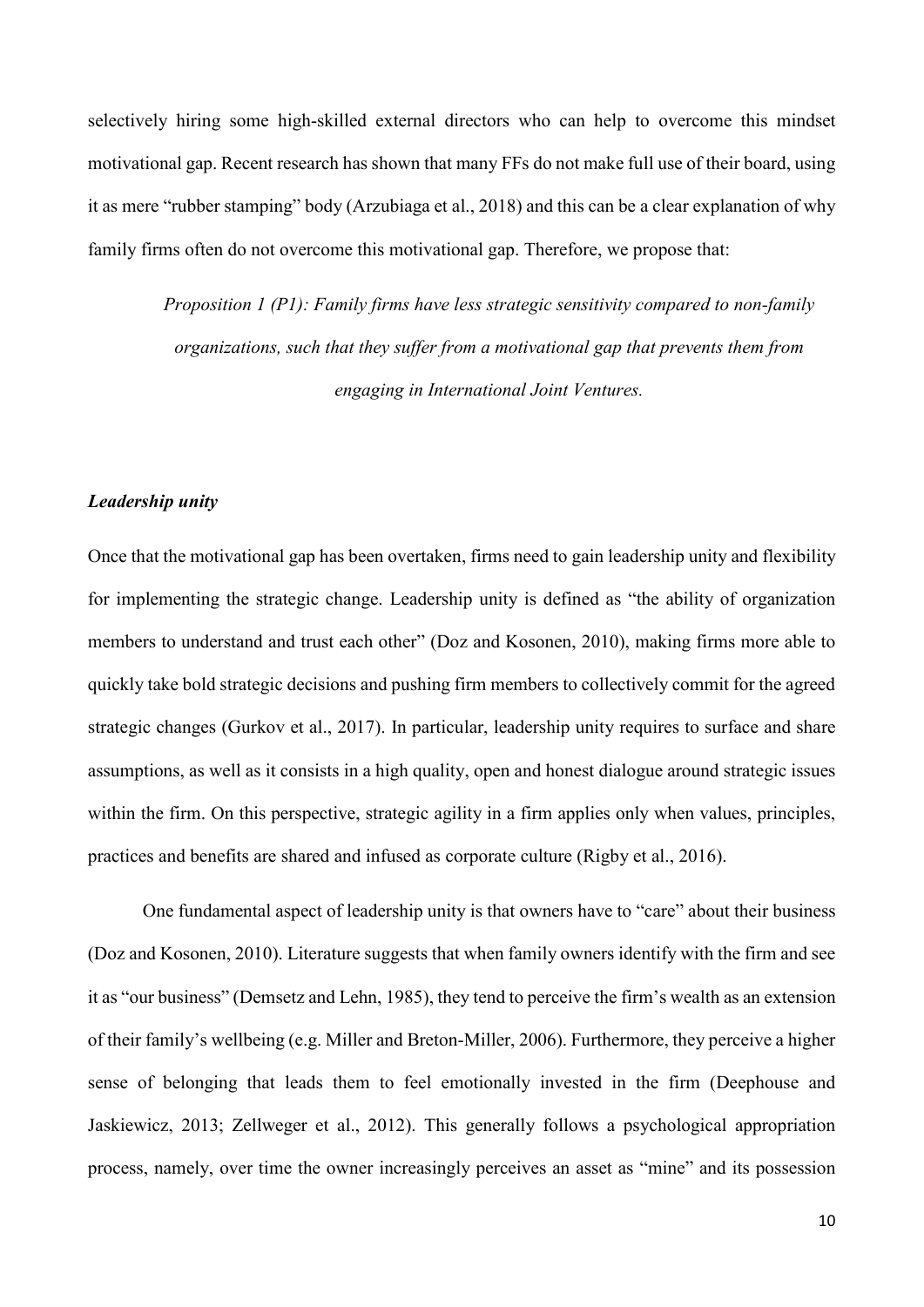selectively hiring some high-skilled external directors who can help to overcome this mindset motivational gap. Recent research has shown that many FFs do not make full use of their board, using it as mere "rubber stamping" body (Arzubiaga et al., 2018) and this can be a clear explanation of why family firms often do not overcome this motivational gap. Therefore, we propose that:

> *Proposition 1 (P1): Family firms have less strategic sensitivity compared to non-family organizations, such that they suffer from a motivational gap that prevents them from engaging in International Joint Ventures.*

### *Leadership unity*

Once that the motivational gap has been overtaken, firms need to gain leadership unity and flexibility for implementing the strategic change. Leadership unity is defined as "the ability of organization members to understand and trust each other" (Doz and Kosonen, 2010), making firms more able to quickly take bold strategic decisions and pushing firm members to collectively commit for the agreed strategic changes (Gurkov et al., 2017). In particular, leadership unity requires to surface and share assumptions, as well as it consists in a high quality, open and honest dialogue around strategic issues within the firm. On this perspective, strategic agility in a firm applies only when values, principles, practices and benefits are shared and infused as corporate culture (Rigby et al., 2016).

One fundamental aspect of leadership unity is that owners have to "care" about their business (Doz and Kosonen, 2010). Literature suggests that when family owners identify with the firm and see it as "our business" (Demsetz and Lehn, 1985), they tend to perceive the firm's wealth as an extension of their family's wellbeing (e.g. Miller and Breton-Miller, 2006). Furthermore, they perceive a higher sense of belonging that leads them to feel emotionally invested in the firm (Deephouse and Jaskiewicz, 2013; Zellweger et al., 2012). This generally follows a psychological appropriation process, namely, over time the owner increasingly perceives an asset as "mine" and its possession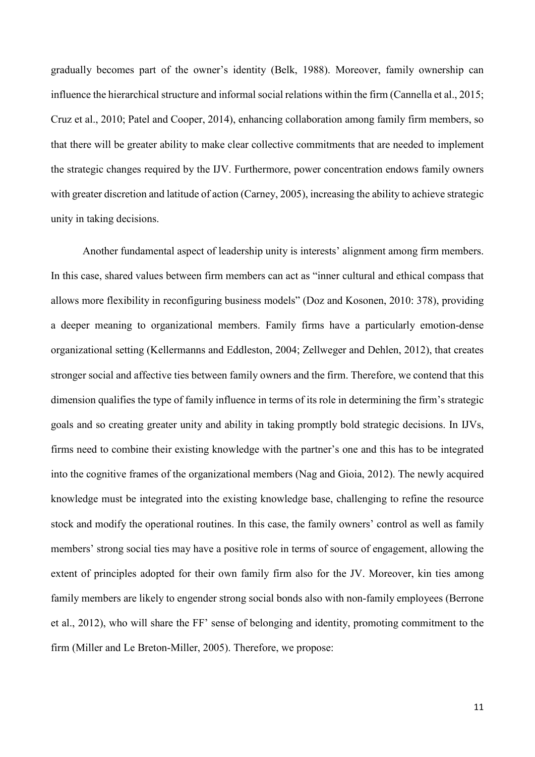gradually becomes part of the owner's identity (Belk, 1988). Moreover, family ownership can influence the hierarchical structure and informal social relations within the firm (Cannella et al., 2015; Cruz et al., 2010; Patel and Cooper, 2014), enhancing collaboration among family firm members, so that there will be greater ability to make clear collective commitments that are needed to implement the strategic changes required by the IJV. Furthermore, power concentration endows family owners with greater discretion and latitude of action (Carney, 2005), increasing the ability to achieve strategic unity in taking decisions.

Another fundamental aspect of leadership unity is interests' alignment among firm members. In this case, shared values between firm members can act as "inner cultural and ethical compass that allows more flexibility in reconfiguring business models" (Doz and Kosonen, 2010: 378), providing a deeper meaning to organizational members. Family firms have a particularly emotion-dense organizational setting (Kellermanns and Eddleston, 2004; Zellweger and Dehlen, 2012), that creates stronger social and affective ties between family owners and the firm. Therefore, we contend that this dimension qualifies the type of family influence in terms of its role in determining the firm's strategic goals and so creating greater unity and ability in taking promptly bold strategic decisions. In IJVs, firms need to combine their existing knowledge with the partner's one and this has to be integrated into the cognitive frames of the organizational members (Nag and Gioia, 2012). The newly acquired knowledge must be integrated into the existing knowledge base, challenging to refine the resource stock and modify the operational routines. In this case, the family owners' control as well as family members' strong social ties may have a positive role in terms of source of engagement, allowing the extent of principles adopted for their own family firm also for the JV. Moreover, kin ties among family members are likely to engender strong social bonds also with non-family employees (Berrone et al., 2012), who will share the FF' sense of belonging and identity, promoting commitment to the firm (Miller and Le Breton-Miller, 2005). Therefore, we propose: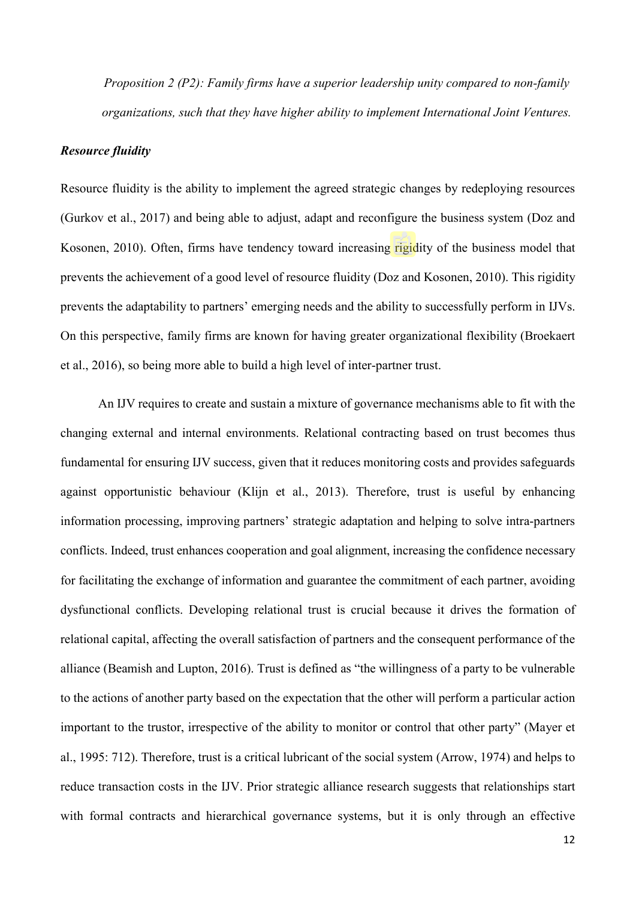*Proposition 2 (P2): Family firms have a superior leadership unity compared to non-family organizations, such that they have higher ability to implement International Joint Ventures.*

***Resource fluidity***

Resource fluidity is the ability to implement the agreed strategic changes by redeploying resources (Gurkov et al., 2017) and being able to adjust, adapt and reconfigure the business system (Doz and Kosonen, 2010). Often, firms have tendency toward increasing rigidity of the business model that prevents the achievement of a good level of resource fluidity (Doz and Kosonen, 2010). This rigidity prevents the adaptability to partners' emerging needs and the ability to successfully perform in IJVs. On this perspective, family firms are known for having greater organizational flexibility (Broekaert et al., 2016), so being more able to build a high level of inter-partner trust.

An IJV requires to create and sustain a mixture of governance mechanisms able to fit with the changing external and internal environments. Relational contracting based on trust becomes thus fundamental for ensuring IJV success, given that it reduces monitoring costs and provides safeguards against opportunistic behaviour (Klijn et al., 2013). Therefore, trust is useful by enhancing information processing, improving partners' strategic adaptation and helping to solve intra-partners conflicts. Indeed, trust enhances cooperation and goal alignment, increasing the confidence necessary for facilitating the exchange of information and guarantee the commitment of each partner, avoiding dysfunctional conflicts. Developing relational trust is crucial because it drives the formation of relational capital, affecting the overall satisfaction of partners and the consequent performance of the alliance (Beamish and Lupton, 2016). Trust is defined as "the willingness of a party to be vulnerable to the actions of another party based on the expectation that the other will perform a particular action important to the trustor, irrespective of the ability to monitor or control that other party" (Mayer et al., 1995: 712). Therefore, trust is a critical lubricant of the social system (Arrow, 1974) and helps to reduce transaction costs in the IJV. Prior strategic alliance research suggests that relationships start with formal contracts and hierarchical governance systems, but it is only through an effective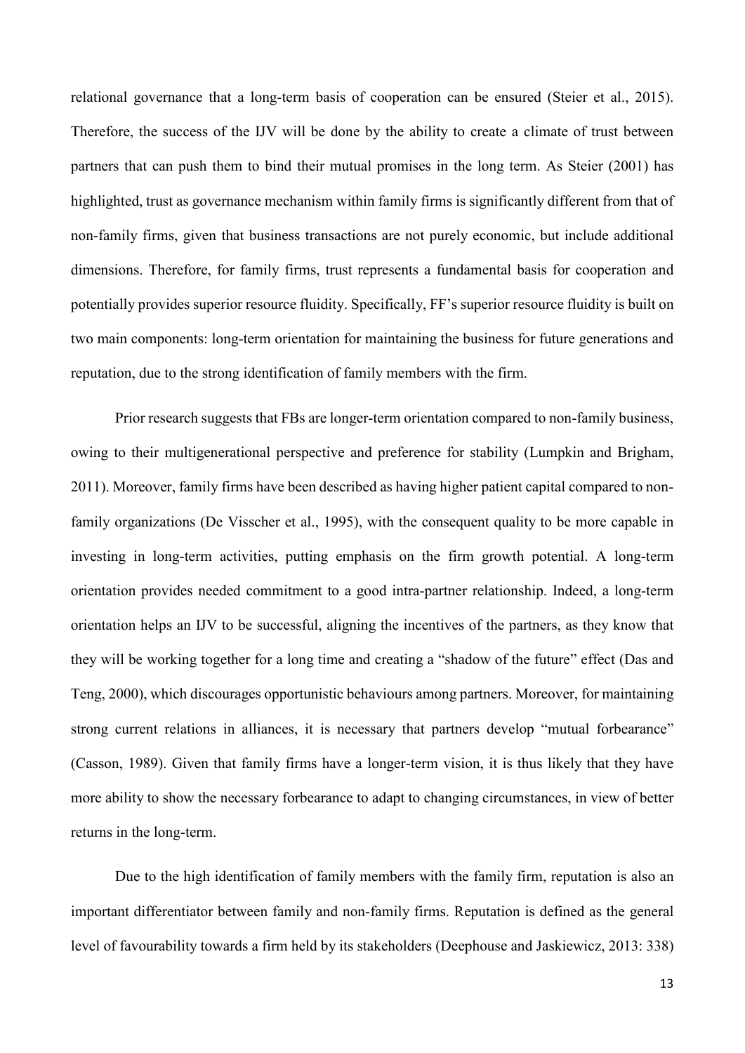relational governance that a long-term basis of cooperation can be ensured (Steier et al., 2015). Therefore, the success of the IJV will be done by the ability to create a climate of trust between partners that can push them to bind their mutual promises in the long term. As Steier (2001) has highlighted, trust as governance mechanism within family firms is significantly different from that of non-family firms, given that business transactions are not purely economic, but include additional dimensions. Therefore, for family firms, trust represents a fundamental basis for cooperation and potentially provides superior resource fluidity. Specifically, FF's superior resource fluidity is built on two main components: long-term orientation for maintaining the business for future generations and reputation, due to the strong identification of family members with the firm.

Prior research suggests that FBs are longer-term orientation compared to non-family business, owing to their multigenerational perspective and preference for stability (Lumpkin and Brigham, 2011). Moreover, family firms have been described as having higher patient capital compared to non-family organizations (De Visscher et al., 1995), with the consequent quality to be more capable in investing in long-term activities, putting emphasis on the firm growth potential. A long-term orientation provides needed commitment to a good intra-partner relationship. Indeed, a long-term orientation helps an IJV to be successful, aligning the incentives of the partners, as they know that they will be working together for a long time and creating a "shadow of the future" effect (Das and Teng, 2000), which discourages opportunistic behaviours among partners. Moreover, for maintaining strong current relations in alliances, it is necessary that partners develop "mutual forbearance" (Casson, 1989). Given that family firms have a longer-term vision, it is thus likely that they have more ability to show the necessary forbearance to adapt to changing circumstances, in view of better returns in the long-term.

Due to the high identification of family members with the family firm, reputation is also an important differentiator between family and non-family firms. Reputation is defined as the general level of favourability towards a firm held by its stakeholders (Deephouse and Jaskiewicz, 2013: 338)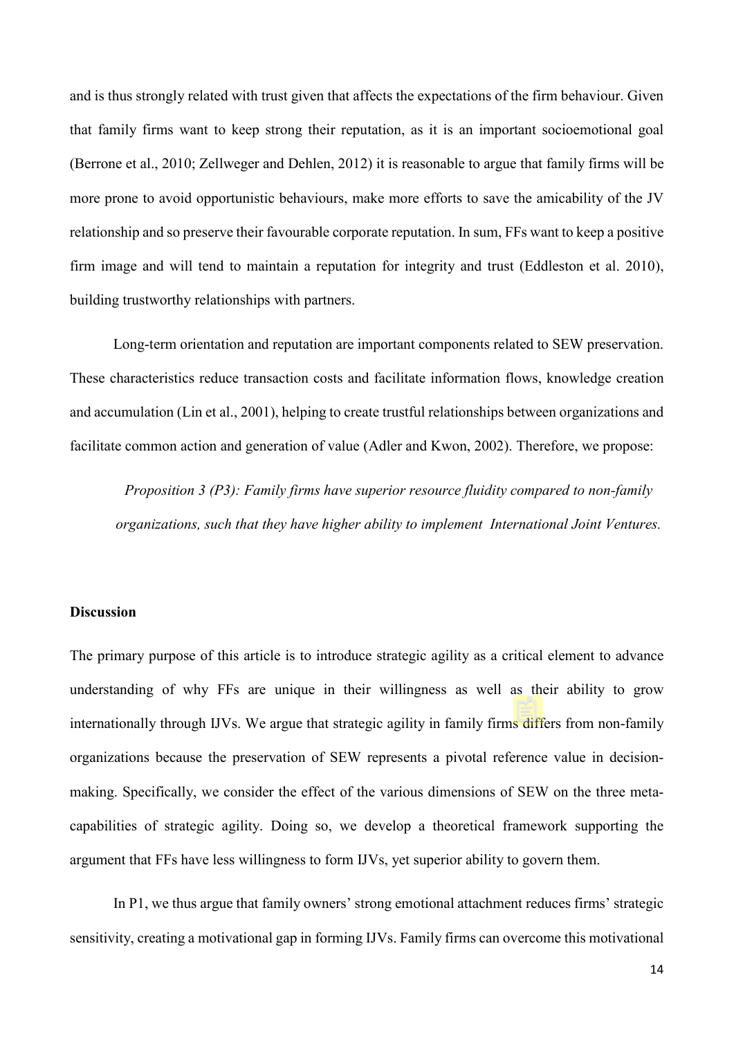and is thus strongly related with trust given that affects the expectations of the firm behaviour. Given that family firms want to keep strong their reputation, as it is an important socioemotional goal (Berrone et al., 2010; Zellweger and Dehlen, 2012) it is reasonable to argue that family firms will be more prone to avoid opportunistic behaviours, make more efforts to save the amicability of the JV relationship and so preserve their favourable corporate reputation. In sum, FFs want to keep a positive firm image and will tend to maintain a reputation for integrity and trust (Eddleston et al. 2010), building trustworthy relationships with partners.

Long-term orientation and reputation are important components related to SEW preservation. These characteristics reduce transaction costs and facilitate information flows, knowledge creation and accumulation (Lin et al., 2001), helping to create trustful relationships between organizations and facilitate common action and generation of value (Adler and Kwon, 2002). Therefore, we propose:

*Proposition 3 (P3): Family firms have superior resource fluidity compared to non-family organizations, such that they have higher ability to implement International Joint Ventures.*

**Discussion**

The primary purpose of this article is to introduce strategic agility as a critical element to advance understanding of why FFs are unique in their willingness as well as their ability to grow internationally through IJVs. We argue that strategic agility in family firms differs from non-family organizations because the preservation of SEW represents a pivotal reference value in decision-making. Specifically, we consider the effect of the various dimensions of SEW on the three meta-capabilities of strategic agility. Doing so, we develop a theoretical framework supporting the argument that FFs have less willingness to form IJVs, yet superior ability to govern them.

In P1, we thus argue that family owners' strong emotional attachment reduces firms' strategic sensitivity, creating a motivational gap in forming IJVs. Family firms can overcome this motivational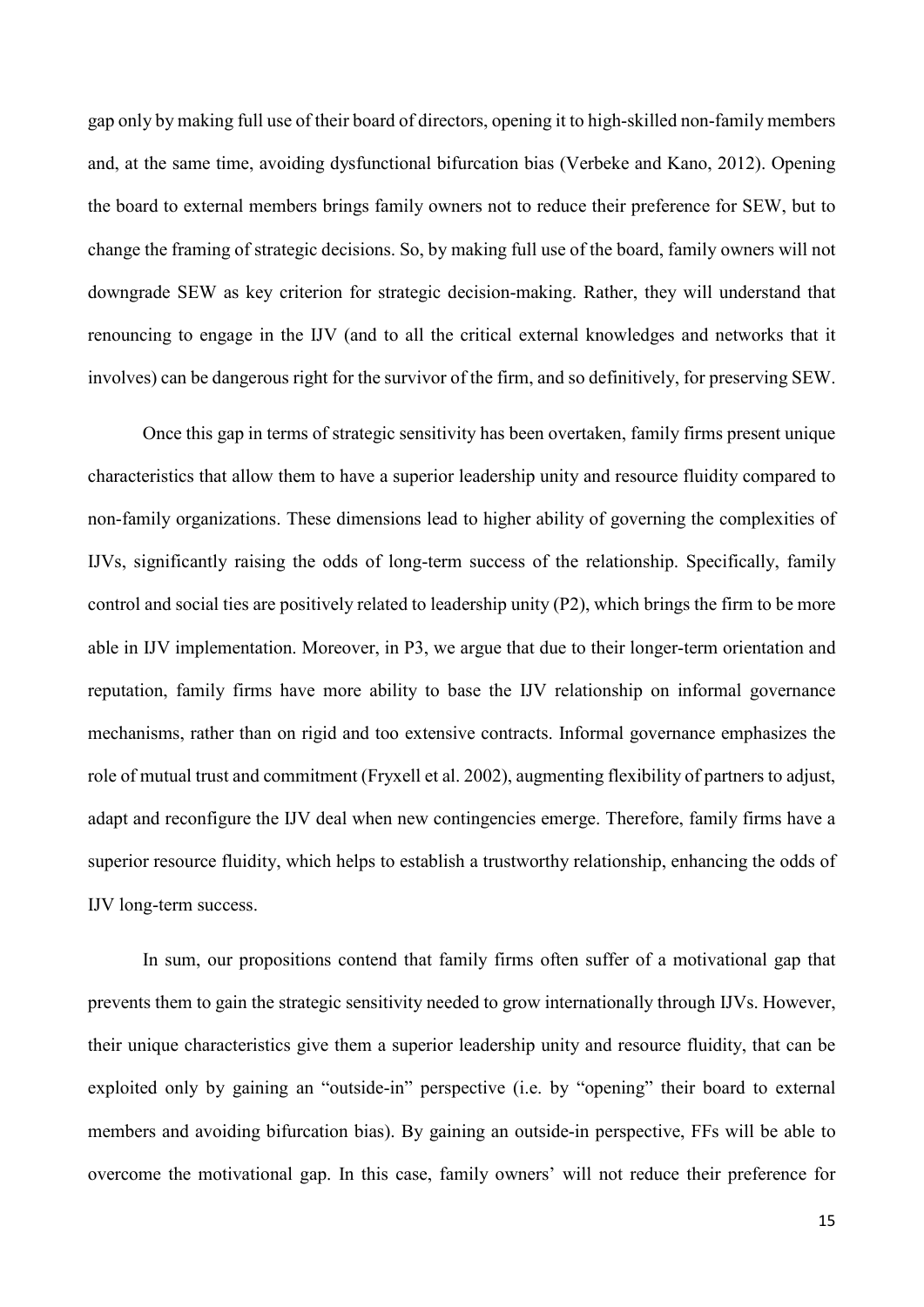gap only by making full use of their board of directors, opening it to high-skilled non-family members and, at the same time, avoiding dysfunctional bifurcation bias (Verbeke and Kano, 2012). Opening the board to external members brings family owners not to reduce their preference for SEW, but to change the framing of strategic decisions. So, by making full use of the board, family owners will not downgrade SEW as key criterion for strategic decision-making. Rather, they will understand that renouncing to engage in the IJV (and to all the critical external knowledges and networks that it involves) can be dangerous right for the survivor of the firm, and so definitively, for preserving SEW.

Once this gap in terms of strategic sensitivity has been overtaken, family firms present unique characteristics that allow them to have a superior leadership unity and resource fluidity compared to non-family organizations. These dimensions lead to higher ability of governing the complexities of IJVs, significantly raising the odds of long-term success of the relationship. Specifically, family control and social ties are positively related to leadership unity (P2), which brings the firm to be more able in IJV implementation. Moreover, in P3, we argue that due to their longer-term orientation and reputation, family firms have more ability to base the IJV relationship on informal governance mechanisms, rather than on rigid and too extensive contracts. Informal governance emphasizes the role of mutual trust and commitment (Fryxell et al. 2002), augmenting flexibility of partners to adjust, adapt and reconfigure the IJV deal when new contingencies emerge. Therefore, family firms have a superior resource fluidity, which helps to establish a trustworthy relationship, enhancing the odds of IJV long-term success.

In sum, our propositions contend that family firms often suffer of a motivational gap that prevents them to gain the strategic sensitivity needed to grow internationally through IJVs. However, their unique characteristics give them a superior leadership unity and resource fluidity, that can be exploited only by gaining an "outside-in" perspective (i.e. by "opening" their board to external members and avoiding bifurcation bias). By gaining an outside-in perspective, FFs will be able to overcome the motivational gap. In this case, family owners' will not reduce their preference for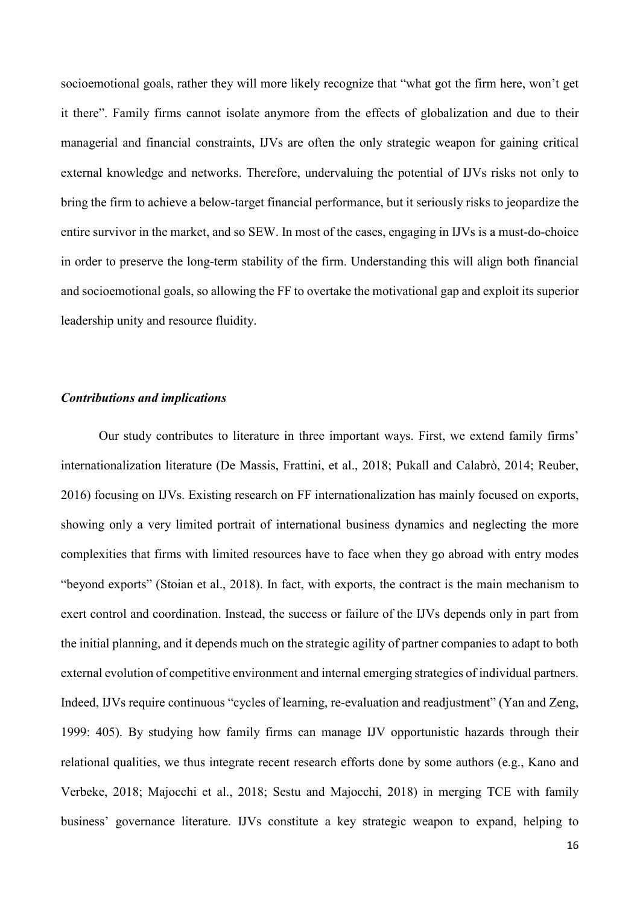socioemotional goals, rather they will more likely recognize that "what got the firm here, won't get it there". Family firms cannot isolate anymore from the effects of globalization and due to their managerial and financial constraints, IJVs are often the only strategic weapon for gaining critical external knowledge and networks. Therefore, undervaluing the potential of IJVs risks not only to bring the firm to achieve a below-target financial performance, but it seriously risks to jeopardize the entire survivor in the market, and so SEW. In most of the cases, engaging in IJVs is a must-do-choice in order to preserve the long-term stability of the firm. Understanding this will align both financial and socioemotional goals, so allowing the FF to overtake the motivational gap and exploit its superior leadership unity and resource fluidity.

### *Contributions and implications*

Our study contributes to literature in three important ways. First, we extend family firms' internationalization literature (De Massis, Frattini, et al., 2018; Pukall and Calabrò, 2014; Reuber, 2016) focusing on IJVs. Existing research on FF internationalization has mainly focused on exports, showing only a very limited portrait of international business dynamics and neglecting the more complexities that firms with limited resources have to face when they go abroad with entry modes "beyond exports" (Stoian et al., 2018). In fact, with exports, the contract is the main mechanism to exert control and coordination. Instead, the success or failure of the IJVs depends only in part from the initial planning, and it depends much on the strategic agility of partner companies to adapt to both external evolution of competitive environment and internal emerging strategies of individual partners. Indeed, IJVs require continuous "cycles of learning, re-evaluation and readjustment" (Yan and Zeng, 1999: 405). By studying how family firms can manage IJV opportunistic hazards through their relational qualities, we thus integrate recent research efforts done by some authors (e.g., Kano and Verbeke, 2018; Majocchi et al., 2018; Sestu and Majocchi, 2018) in merging TCE with family business' governance literature. IJVs constitute a key strategic weapon to expand, helping to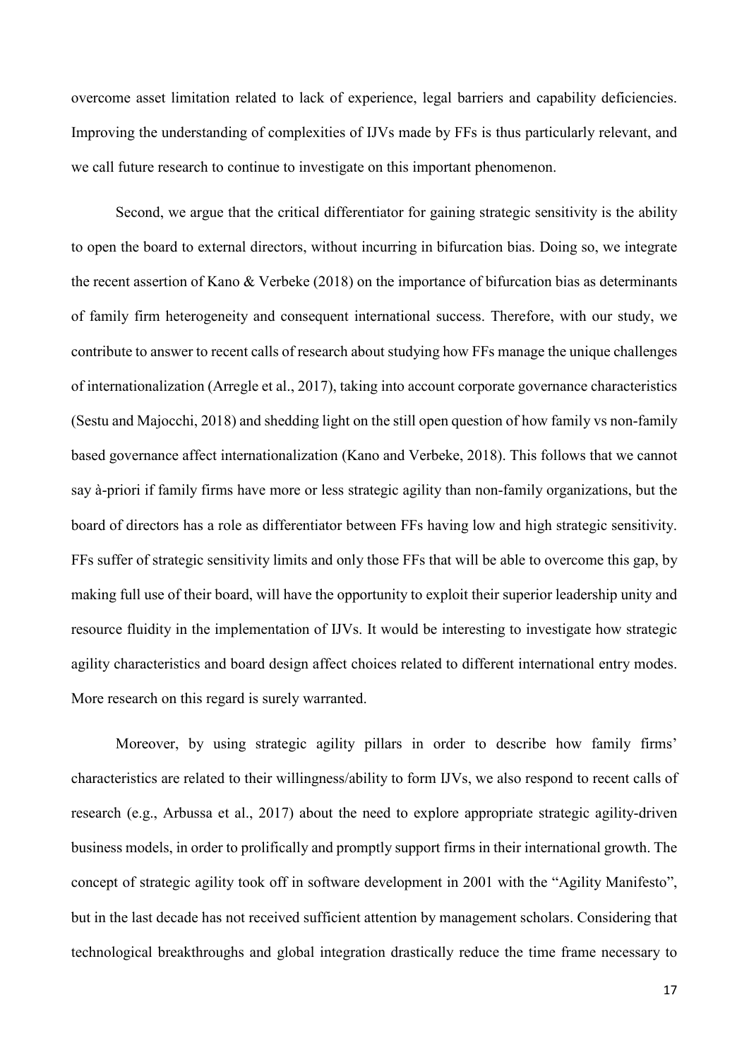overcome asset limitation related to lack of experience, legal barriers and capability deficiencies. Improving the understanding of complexities of IJVs made by FFs is thus particularly relevant, and we call future research to continue to investigate on this important phenomenon.

Second, we argue that the critical differentiator for gaining strategic sensitivity is the ability to open the board to external directors, without incurring in bifurcation bias. Doing so, we integrate the recent assertion of Kano & Verbeke (2018) on the importance of bifurcation bias as determinants of family firm heterogeneity and consequent international success. Therefore, with our study, we contribute to answer to recent calls of research about studying how FFs manage the unique challenges of internationalization (Arregle et al., 2017), taking into account corporate governance characteristics (Sestu and Majocchi, 2018) and shedding light on the still open question of how family vs non-family based governance affect internationalization (Kano and Verbeke, 2018). This follows that we cannot say à-priori if family firms have more or less strategic agility than non-family organizations, but the board of directors has a role as differentiator between FFs having low and high strategic sensitivity. FFs suffer of strategic sensitivity limits and only those FFs that will be able to overcome this gap, by making full use of their board, will have the opportunity to exploit their superior leadership unity and resource fluidity in the implementation of IJVs. It would be interesting to investigate how strategic agility characteristics and board design affect choices related to different international entry modes. More research on this regard is surely warranted.

Moreover, by using strategic agility pillars in order to describe how family firms' characteristics are related to their willingness/ability to form IJVs, we also respond to recent calls of research (e.g., Arbussa et al., 2017) about the need to explore appropriate strategic agility-driven business models, in order to prolifically and promptly support firms in their international growth. The concept of strategic agility took off in software development in 2001 with the "Agility Manifesto", but in the last decade has not received sufficient attention by management scholars. Considering that technological breakthroughs and global integration drastically reduce the time frame necessary to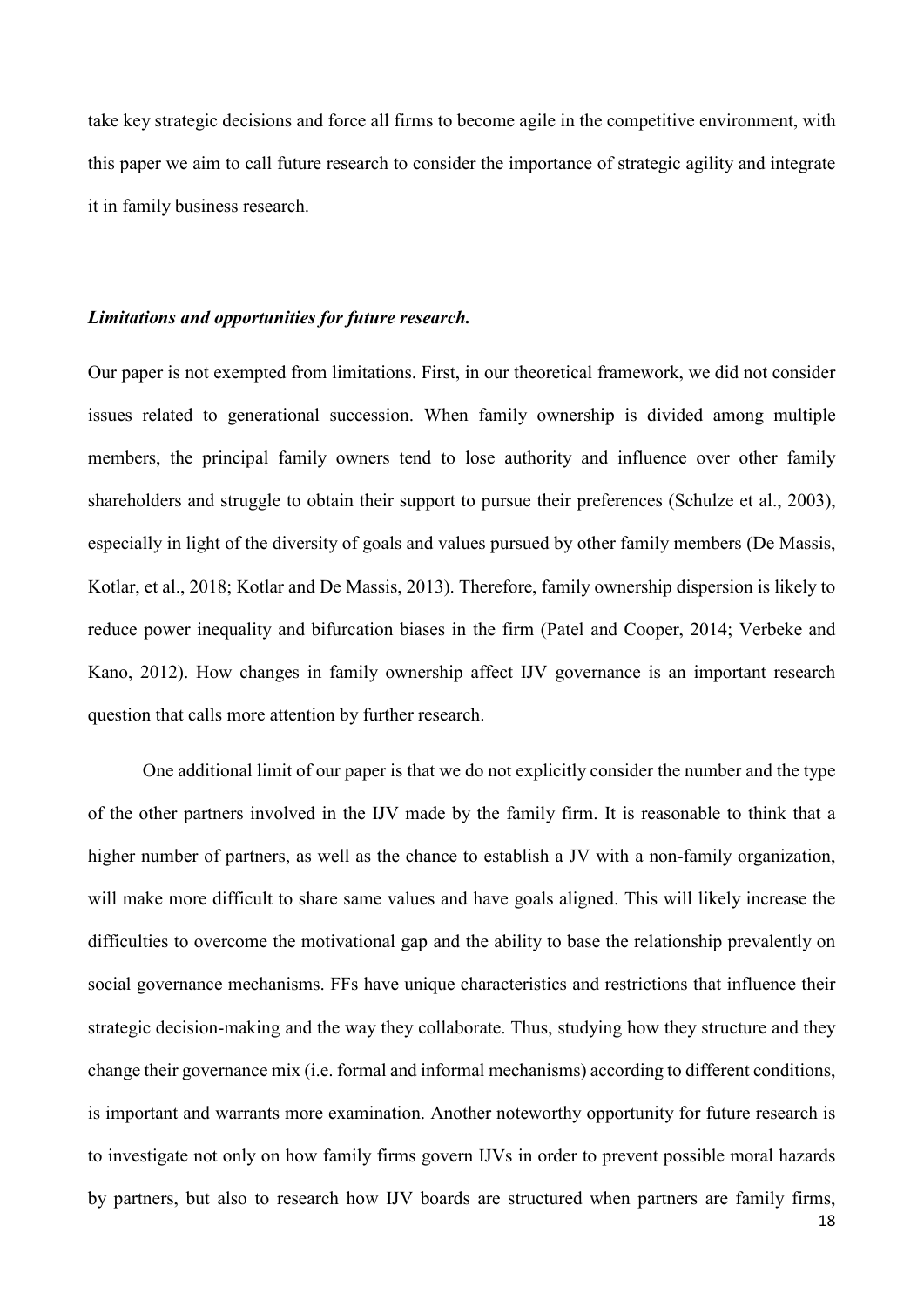take key strategic decisions and force all firms to become agile in the competitive environment, with this paper we aim to call future research to consider the importance of strategic agility and integrate it in family business research.

### *Limitations and opportunities for future research.*

Our paper is not exempted from limitations. First, in our theoretical framework, we did not consider issues related to generational succession. When family ownership is divided among multiple members, the principal family owners tend to lose authority and influence over other family shareholders and struggle to obtain their support to pursue their preferences (Schulze et al., 2003), especially in light of the diversity of goals and values pursued by other family members (De Massis, Kotlar, et al., 2018; Kotlar and De Massis, 2013). Therefore, family ownership dispersion is likely to reduce power inequality and bifurcation biases in the firm (Patel and Cooper, 2014; Verbeke and Kano, 2012). How changes in family ownership affect IJV governance is an important research question that calls more attention by further research.

One additional limit of our paper is that we do not explicitly consider the number and the type of the other partners involved in the IJV made by the family firm. It is reasonable to think that a higher number of partners, as well as the chance to establish a JV with a non-family organization, will make more difficult to share same values and have goals aligned. This will likely increase the difficulties to overcome the motivational gap and the ability to base the relationship prevalently on social governance mechanisms. FFs have unique characteristics and restrictions that influence their strategic decision-making and the way they collaborate. Thus, studying how they structure and they change their governance mix (i.e. formal and informal mechanisms) according to different conditions, is important and warrants more examination. Another noteworthy opportunity for future research is to investigate not only on how family firms govern IJVs in order to prevent possible moral hazards by partners, but also to research how IJV boards are structured when partners are family firms,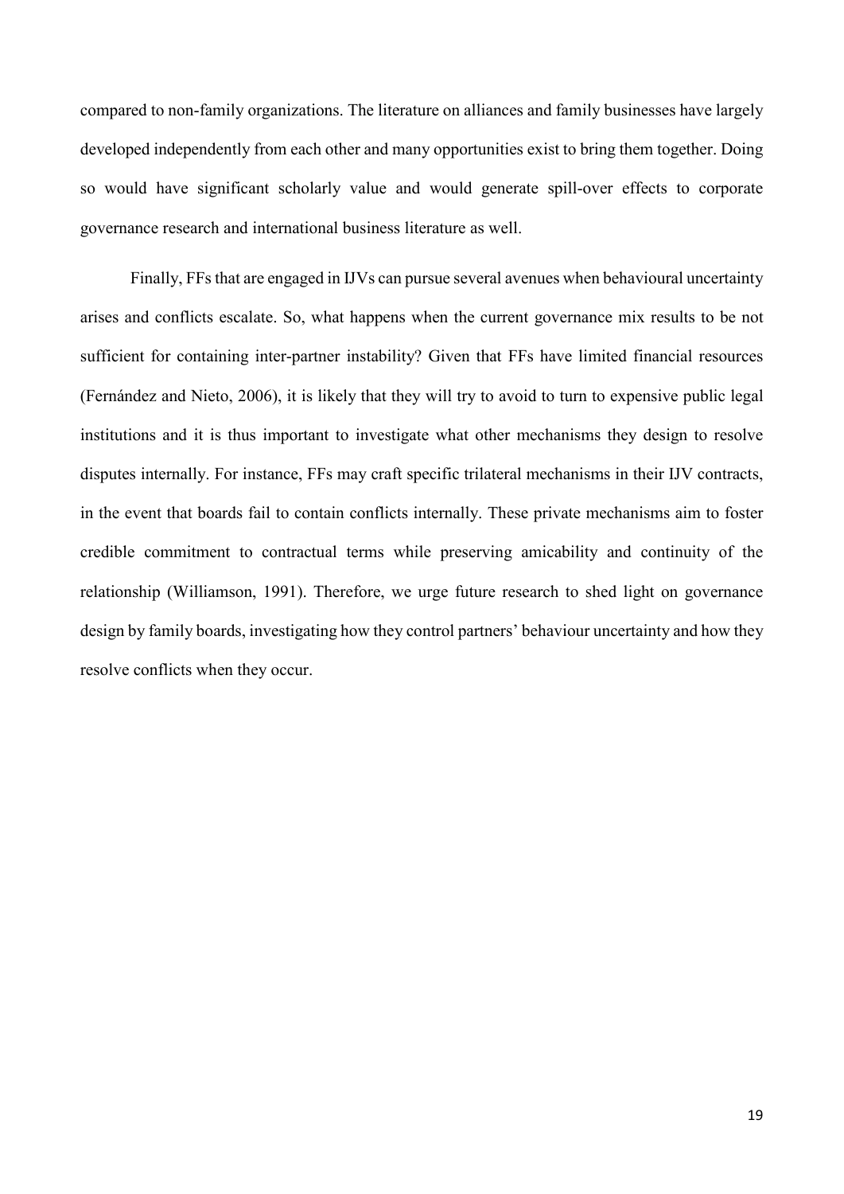compared to non-family organizations. The literature on alliances and family businesses have largely developed independently from each other and many opportunities exist to bring them together. Doing so would have significant scholarly value and would generate spill-over effects to corporate governance research and international business literature as well.

Finally, FFs that are engaged in IJVs can pursue several avenues when behavioural uncertainty arises and conflicts escalate. So, what happens when the current governance mix results to be not sufficient for containing inter-partner instability? Given that FFs have limited financial resources (Fernández and Nieto, 2006), it is likely that they will try to avoid to turn to expensive public legal institutions and it is thus important to investigate what other mechanisms they design to resolve disputes internally. For instance, FFs may craft specific trilateral mechanisms in their IJV contracts, in the event that boards fail to contain conflicts internally. These private mechanisms aim to foster credible commitment to contractual terms while preserving amicability and continuity of the relationship (Williamson, 1991). Therefore, we urge future research to shed light on governance design by family boards, investigating how they control partners' behaviour uncertainty and how they resolve conflicts when they occur.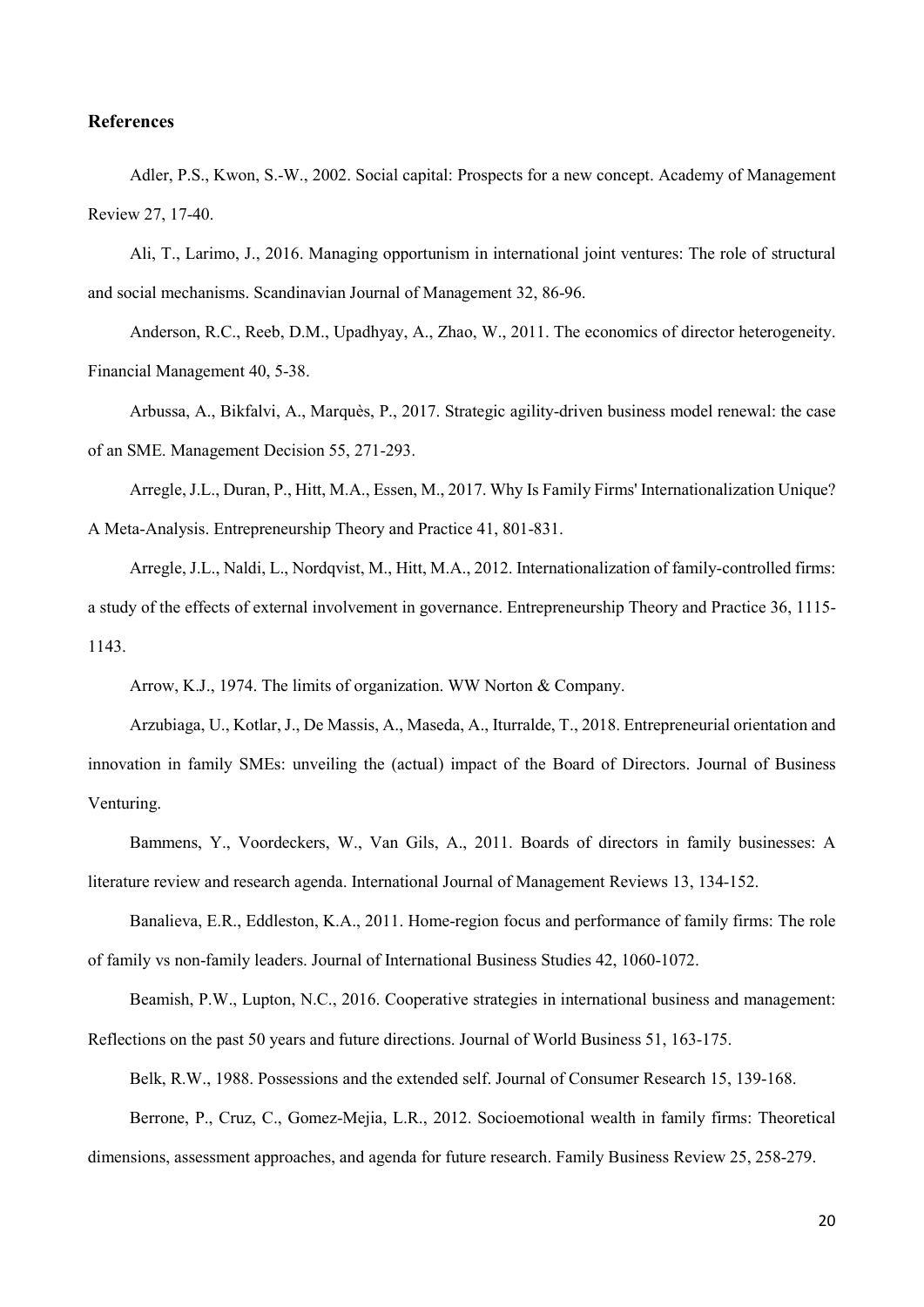## References

Adler, P.S., Kwon, S.-W., 2002. Social capital: Prospects for a new concept. Academy of Management Review 27, 17-40.

Ali, T., Larimo, J., 2016. Managing opportunism in international joint ventures: The role of structural and social mechanisms. Scandinavian Journal of Management 32, 86-96.

Anderson, R.C., Reeb, D.M., Upadhyay, A., Zhao, W., 2011. The economics of director heterogeneity. Financial Management 40, 5-38.

Arbussa, A., Bikfalvi, A., Marquès, P., 2017. Strategic agility-driven business model renewal: the case of an SME. Management Decision 55, 271-293.

Arregle, J.L., Duran, P., Hitt, M.A., Essen, M., 2017. Why Is Family Firms' Internationalization Unique? A Meta-Analysis. Entrepreneurship Theory and Practice 41, 801-831.

Arregle, J.L., Naldi, L., Nordqvist, M., Hitt, M.A., 2012. Internationalization of family-controlled firms: a study of the effects of external involvement in governance. Entrepreneurship Theory and Practice 36, 1115-1143.

Arrow, K.J., 1974. The limits of organization. WW Norton & Company.

Arzubiaga, U., Kotlar, J., De Massis, A., Maseda, A., Iturralde, T., 2018. Entrepreneurial orientation and innovation in family SMEs: unveiling the (actual) impact of the Board of Directors. Journal of Business Venturing.

Bammens, Y., Voordeckers, W., Van Gils, A., 2011. Boards of directors in family businesses: A literature review and research agenda. International Journal of Management Reviews 13, 134-152.

Banalieva, E.R., Eddleston, K.A., 2011. Home-region focus and performance of family firms: The role of family vs non-family leaders. Journal of International Business Studies 42, 1060-1072.

Beamish, P.W., Lupton, N.C., 2016. Cooperative strategies in international business and management: Reflections on the past 50 years and future directions. Journal of World Business 51, 163-175.

Belk, R.W., 1988. Possessions and the extended self. Journal of Consumer Research 15, 139-168.

Berrone, P., Cruz, C., Gomez-Mejia, L.R., 2012. Socioemotional wealth in family firms: Theoretical dimensions, assessment approaches, and agenda for future research. Family Business Review 25, 258-279.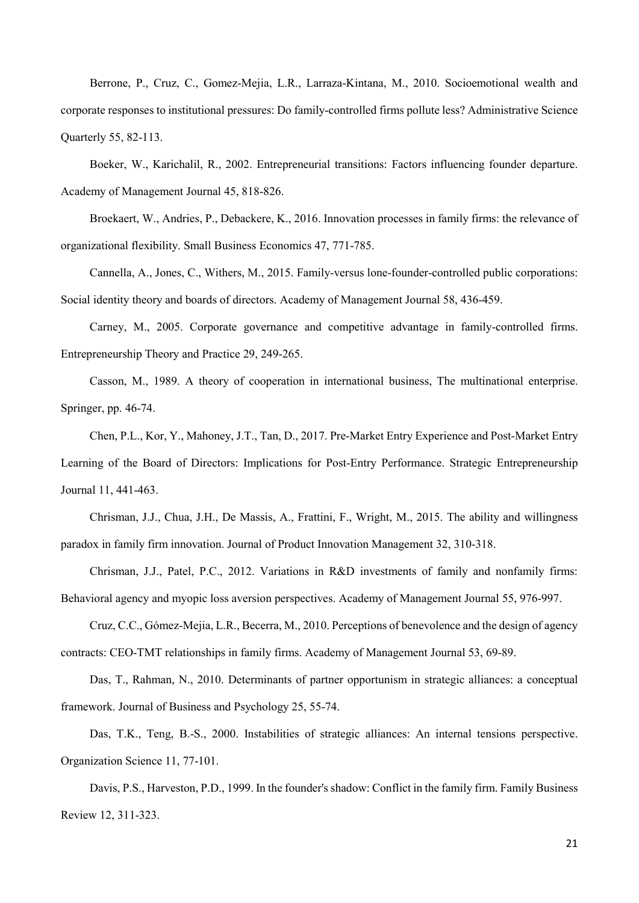Berrone, P., Cruz, C., Gomez-Mejia, L.R., Larraza-Kintana, M., 2010. Socioemotional wealth and corporate responses to institutional pressures: Do family-controlled firms pollute less? Administrative Science Quarterly 55, 82-113.

Boeker, W., Karichalil, R., 2002. Entrepreneurial transitions: Factors influencing founder departure. Academy of Management Journal 45, 818-826.

Broekaert, W., Andries, P., Debackere, K., 2016. Innovation processes in family firms: the relevance of organizational flexibility. Small Business Economics 47, 771-785.

Cannella, A., Jones, C., Withers, M., 2015. Family-versus lone-founder-controlled public corporations: Social identity theory and boards of directors. Academy of Management Journal 58, 436-459.

Carney, M., 2005. Corporate governance and competitive advantage in family-controlled firms. Entrepreneurship Theory and Practice 29, 249-265.

Casson, M., 1989. A theory of cooperation in international business, The multinational enterprise. Springer, pp. 46-74.

Chen, P.L., Kor, Y., Mahoney, J.T., Tan, D., 2017. Pre-Market Entry Experience and Post-Market Entry Learning of the Board of Directors: Implications for Post-Entry Performance. Strategic Entrepreneurship Journal 11, 441-463.

Chrisman, J.J., Chua, J.H., De Massis, A., Frattini, F., Wright, M., 2015. The ability and willingness paradox in family firm innovation. Journal of Product Innovation Management 32, 310-318.

Chrisman, J.J., Patel, P.C., 2012. Variations in R&D investments of family and nonfamily firms: Behavioral agency and myopic loss aversion perspectives. Academy of Management Journal 55, 976-997.

Cruz, C.C., Gómez-Mejia, L.R., Becerra, M., 2010. Perceptions of benevolence and the design of agency contracts: CEO-TMT relationships in family firms. Academy of Management Journal 53, 69-89.

Das, T., Rahman, N., 2010. Determinants of partner opportunism in strategic alliances: a conceptual framework. Journal of Business and Psychology 25, 55-74.

Das, T.K., Teng, B.-S., 2000. Instabilities of strategic alliances: An internal tensions perspective. Organization Science 11, 77-101.

Davis, P.S., Harveston, P.D., 1999. In the founder's shadow: Conflict in the family firm. Family Business Review 12, 311-323.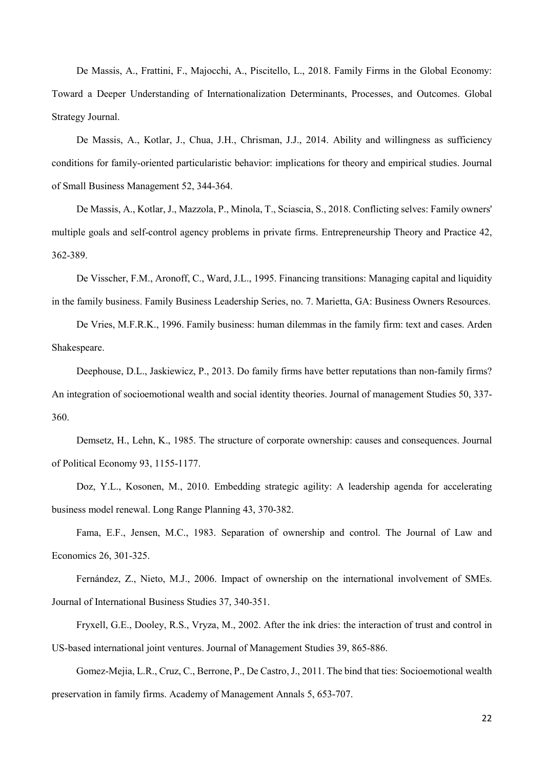De Massis, A., Frattini, F., Majocchi, A., Piscitello, L., 2018. Family Firms in the Global Economy: Toward a Deeper Understanding of Internationalization Determinants, Processes, and Outcomes. Global Strategy Journal.

De Massis, A., Kotlar, J., Chua, J.H., Chrisman, J.J., 2014. Ability and willingness as sufficiency conditions for family-oriented particularistic behavior: implications for theory and empirical studies. Journal of Small Business Management 52, 344-364.

De Massis, A., Kotlar, J., Mazzola, P., Minola, T., Sciascia, S., 2018. Conflicting selves: Family owners' multiple goals and self-control agency problems in private firms. Entrepreneurship Theory and Practice 42, 362-389.

De Visscher, F.M., Aronoff, C., Ward, J.L., 1995. Financing transitions: Managing capital and liquidity in the family business. Family Business Leadership Series, no. 7. Marietta, GA: Business Owners Resources.

De Vries, M.F.R.K., 1996. Family business: human dilemmas in the family firm: text and cases. Arden Shakespeare.

Deephouse, D.L., Jaskiewicz, P., 2013. Do family firms have better reputations than non-family firms? An integration of socioemotional wealth and social identity theories. Journal of management Studies 50, 337-360.

Demsetz, H., Lehn, K., 1985. The structure of corporate ownership: causes and consequences. Journal of Political Economy 93, 1155-1177.

Doz, Y.L., Kosonen, M., 2010. Embedding strategic agility: A leadership agenda for accelerating business model renewal. Long Range Planning 43, 370-382.

Fama, E.F., Jensen, M.C., 1983. Separation of ownership and control. The Journal of Law and Economics 26, 301-325.

Fernández, Z., Nieto, M.J., 2006. Impact of ownership on the international involvement of SMEs. Journal of International Business Studies 37, 340-351.

Fryxell, G.E., Dooley, R.S., Vryza, M., 2002. After the ink dries: the interaction of trust and control in US-based international joint ventures. Journal of Management Studies 39, 865-886.

Gomez-Mejia, L.R., Cruz, C., Berrone, P., De Castro, J., 2011. The bind that ties: Socioemotional wealth preservation in family firms. Academy of Management Annals 5, 653-707.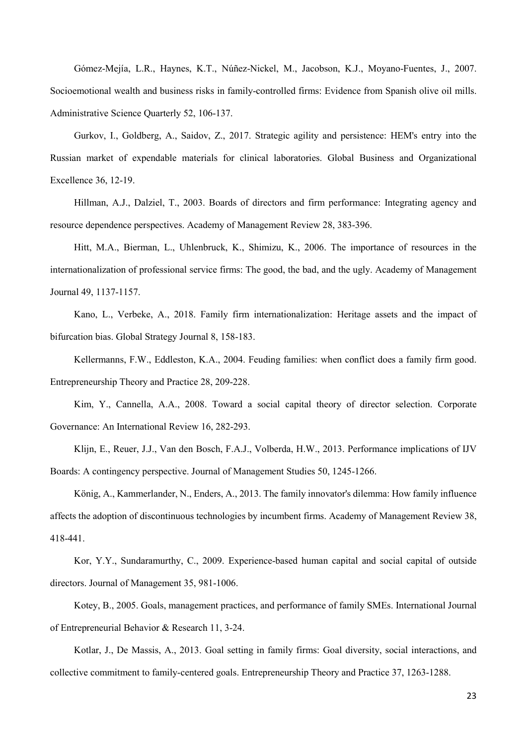Gómez-Mejía, L.R., Haynes, K.T., Núñez-Nickel, M., Jacobson, K.J., Moyano-Fuentes, J., 2007. Socioemotional wealth and business risks in family-controlled firms: Evidence from Spanish olive oil mills. Administrative Science Quarterly 52, 106-137.

Gurkov, I., Goldberg, A., Saidov, Z., 2017. Strategic agility and persistence: HEM's entry into the Russian market of expendable materials for clinical laboratories. Global Business and Organizational Excellence 36, 12-19.

Hillman, A.J., Dalziel, T., 2003. Boards of directors and firm performance: Integrating agency and resource dependence perspectives. Academy of Management Review 28, 383-396.

Hitt, M.A., Bierman, L., Uhlenbruck, K., Shimizu, K., 2006. The importance of resources in the internationalization of professional service firms: The good, the bad, and the ugly. Academy of Management Journal 49, 1137-1157.

Kano, L., Verbeke, A., 2018. Family firm internationalization: Heritage assets and the impact of bifurcation bias. Global Strategy Journal 8, 158-183.

Kellermanns, F.W., Eddleston, K.A., 2004. Feuding families: when conflict does a family firm good. Entrepreneurship Theory and Practice 28, 209-228.

Kim, Y., Cannella, A.A., 2008. Toward a social capital theory of director selection. Corporate Governance: An International Review 16, 282-293.

Klijn, E., Reuer, J.J., Van den Bosch, F.A.J., Volberda, H.W., 2013. Performance implications of IJV Boards: A contingency perspective. Journal of Management Studies 50, 1245-1266.

König, A., Kammerlander, N., Enders, A., 2013. The family innovator's dilemma: How family influence affects the adoption of discontinuous technologies by incumbent firms. Academy of Management Review 38, 418-441.

Kor, Y.Y., Sundaramurthy, C., 2009. Experience-based human capital and social capital of outside directors. Journal of Management 35, 981-1006.

Kotey, B., 2005. Goals, management practices, and performance of family SMEs. International Journal of Entrepreneurial Behavior & Research 11, 3-24.

Kotlar, J., De Massis, A., 2013. Goal setting in family firms: Goal diversity, social interactions, and collective commitment to family-centered goals. Entrepreneurship Theory and Practice 37, 1263-1288.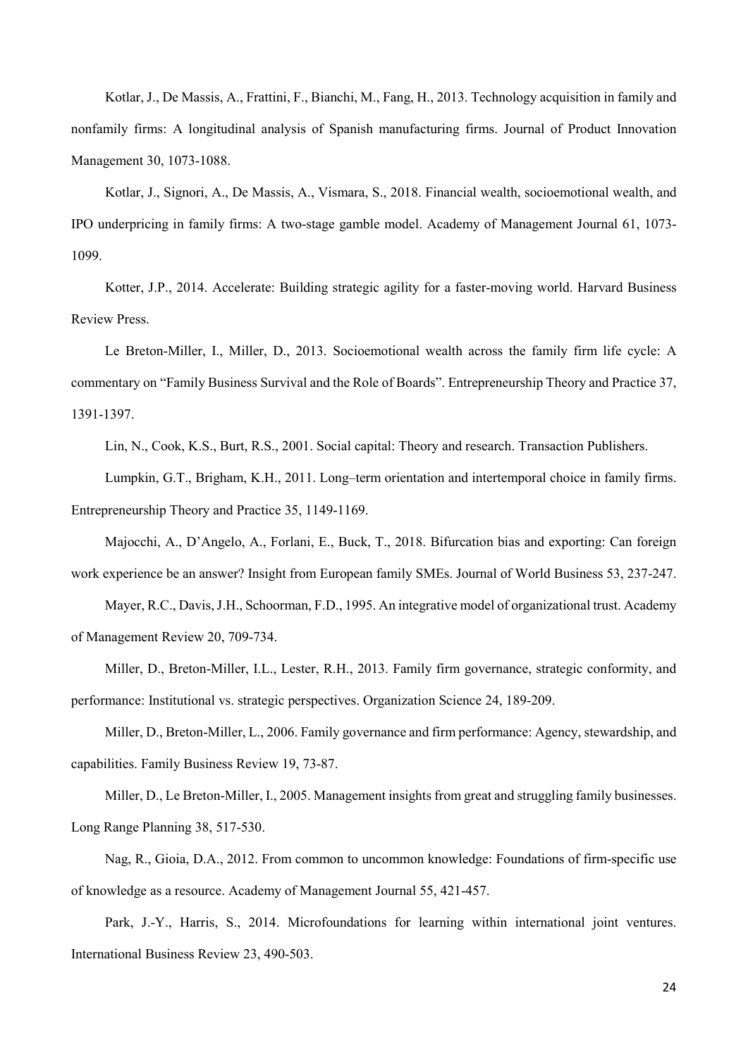Kotlar, J., De Massis, A., Frattini, F., Bianchi, M., Fang, H., 2013. Technology acquisition in family and nonfamily firms: A longitudinal analysis of Spanish manufacturing firms. Journal of Product Innovation Management 30, 1073-1088.

Kotlar, J., Signori, A., De Massis, A., Vismara, S., 2018. Financial wealth, socioemotional wealth, and IPO underpricing in family firms: A two-stage gamble model. Academy of Management Journal 61, 1073-1099.

Kotter, J.P., 2014. Accelerate: Building strategic agility for a faster-moving world. Harvard Business Review Press.

Le Breton-Miller, I., Miller, D., 2013. Socioemotional wealth across the family firm life cycle: A commentary on "Family Business Survival and the Role of Boards". Entrepreneurship Theory and Practice 37, 1391-1397.

Lin, N., Cook, K.S., Burt, R.S., 2001. Social capital: Theory and research. Transaction Publishers.

Lumpkin, G.T., Brigham, K.H., 2011. Long–term orientation and intertemporal choice in family firms. Entrepreneurship Theory and Practice 35, 1149-1169.

Majocchi, A., D'Angelo, A., Forlani, E., Buck, T., 2018. Bifurcation bias and exporting: Can foreign work experience be an answer? Insight from European family SMEs. Journal of World Business 53, 237-247.

Mayer, R.C., Davis, J.H., Schoorman, F.D., 1995. An integrative model of organizational trust. Academy of Management Review 20, 709-734.

Miller, D., Breton-Miller, I.L., Lester, R.H., 2013. Family firm governance, strategic conformity, and performance: Institutional vs. strategic perspectives. Organization Science 24, 189-209.

Miller, D., Breton-Miller, L., 2006. Family governance and firm performance: Agency, stewardship, and capabilities. Family Business Review 19, 73-87.

Miller, D., Le Breton-Miller, I., 2005. Management insights from great and struggling family businesses. Long Range Planning 38, 517-530.

Nag, R., Gioia, D.A., 2012. From common to uncommon knowledge: Foundations of firm-specific use of knowledge as a resource. Academy of Management Journal 55, 421-457.

Park, J.-Y., Harris, S., 2014. Microfoundations for learning within international joint ventures. International Business Review 23, 490-503.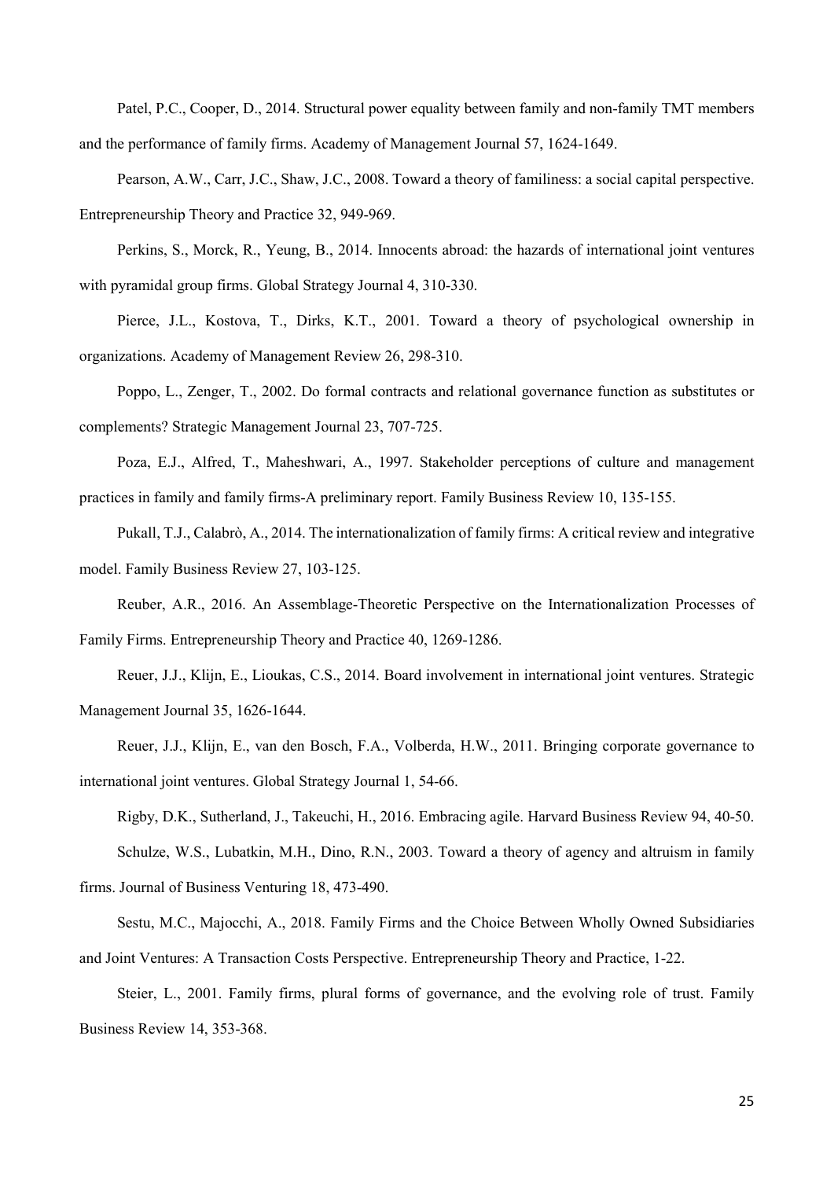Patel, P.C., Cooper, D., 2014. Structural power equality between family and non-family TMT members and the performance of family firms. Academy of Management Journal 57, 1624-1649.

Pearson, A.W., Carr, J.C., Shaw, J.C., 2008. Toward a theory of familiness: a social capital perspective. Entrepreneurship Theory and Practice 32, 949-969.

Perkins, S., Morck, R., Yeung, B., 2014. Innocents abroad: the hazards of international joint ventures with pyramidal group firms. Global Strategy Journal 4, 310-330.

Pierce, J.L., Kostova, T., Dirks, K.T., 2001. Toward a theory of psychological ownership in organizations. Academy of Management Review 26, 298-310.

Poppo, L., Zenger, T., 2002. Do formal contracts and relational governance function as substitutes or complements? Strategic Management Journal 23, 707-725.

Poza, E.J., Alfred, T., Maheshwari, A., 1997. Stakeholder perceptions of culture and management practices in family and family firms-A preliminary report. Family Business Review 10, 135-155.

Pukall, T.J., Calabrò, A., 2014. The internationalization of family firms: A critical review and integrative model. Family Business Review 27, 103-125.

Reuber, A.R., 2016. An Assemblage-Theoretic Perspective on the Internationalization Processes of Family Firms. Entrepreneurship Theory and Practice 40, 1269-1286.

Reuer, J.J., Klijn, E., Lioukas, C.S., 2014. Board involvement in international joint ventures. Strategic Management Journal 35, 1626-1644.

Reuer, J.J., Klijn, E., van den Bosch, F.A., Volberda, H.W., 2011. Bringing corporate governance to international joint ventures. Global Strategy Journal 1, 54-66.

Rigby, D.K., Sutherland, J., Takeuchi, H., 2016. Embracing agile. Harvard Business Review 94, 40-50.

Schulze, W.S., Lubatkin, M.H., Dino, R.N., 2003. Toward a theory of agency and altruism in family firms. Journal of Business Venturing 18, 473-490.

Sestu, M.C., Majocchi, A., 2018. Family Firms and the Choice Between Wholly Owned Subsidiaries and Joint Ventures: A Transaction Costs Perspective. Entrepreneurship Theory and Practice, 1-22.

Steier, L., 2001. Family firms, plural forms of governance, and the evolving role of trust. Family Business Review 14, 353-368.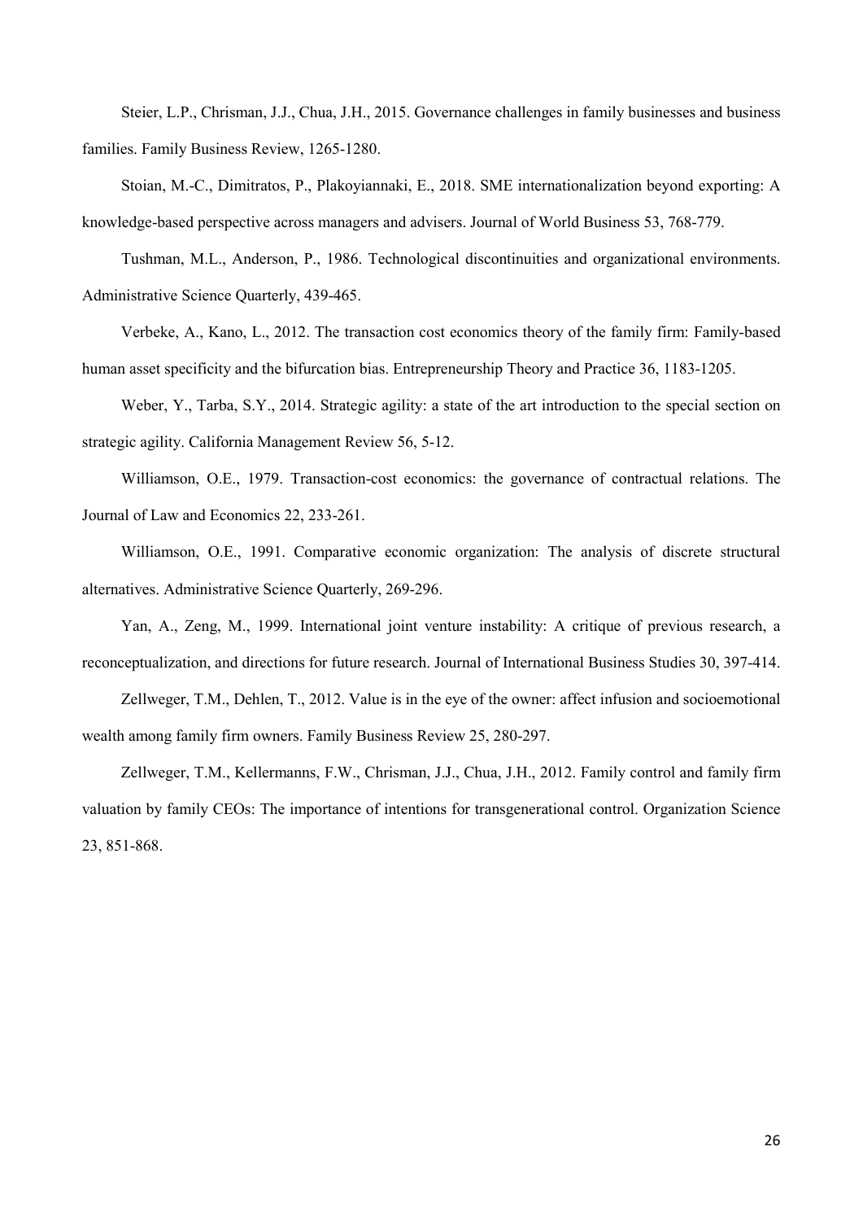Steier, L.P., Chrisman, J.J., Chua, J.H., 2015. Governance challenges in family businesses and business families. Family Business Review, 1265-1280.

Stoian, M.-C., Dimitratos, P., Plakoyiannaki, E., 2018. SME internationalization beyond exporting: A knowledge-based perspective across managers and advisers. Journal of World Business 53, 768-779.

Tushman, M.L., Anderson, P., 1986. Technological discontinuities and organizational environments. Administrative Science Quarterly, 439-465.

Verbeke, A., Kano, L., 2012. The transaction cost economics theory of the family firm: Family-based human asset specificity and the bifurcation bias. Entrepreneurship Theory and Practice 36, 1183-1205.

Weber, Y., Tarba, S.Y., 2014. Strategic agility: a state of the art introduction to the special section on strategic agility. California Management Review 56, 5-12.

Williamson, O.E., 1979. Transaction-cost economics: the governance of contractual relations. The Journal of Law and Economics 22, 233-261.

Williamson, O.E., 1991. Comparative economic organization: The analysis of discrete structural alternatives. Administrative Science Quarterly, 269-296.

Yan, A., Zeng, M., 1999. International joint venture instability: A critique of previous research, a reconceptualization, and directions for future research. Journal of International Business Studies 30, 397-414.

Zellweger, T.M., Dehlen, T., 2012. Value is in the eye of the owner: affect infusion and socioemotional wealth among family firm owners. Family Business Review 25, 280-297.

Zellweger, T.M., Kellermanns, F.W., Chrisman, J.J., Chua, J.H., 2012. Family control and family firm valuation by family CEOs: The importance of intentions for transgenerational control. Organization Science 23, 851-868.